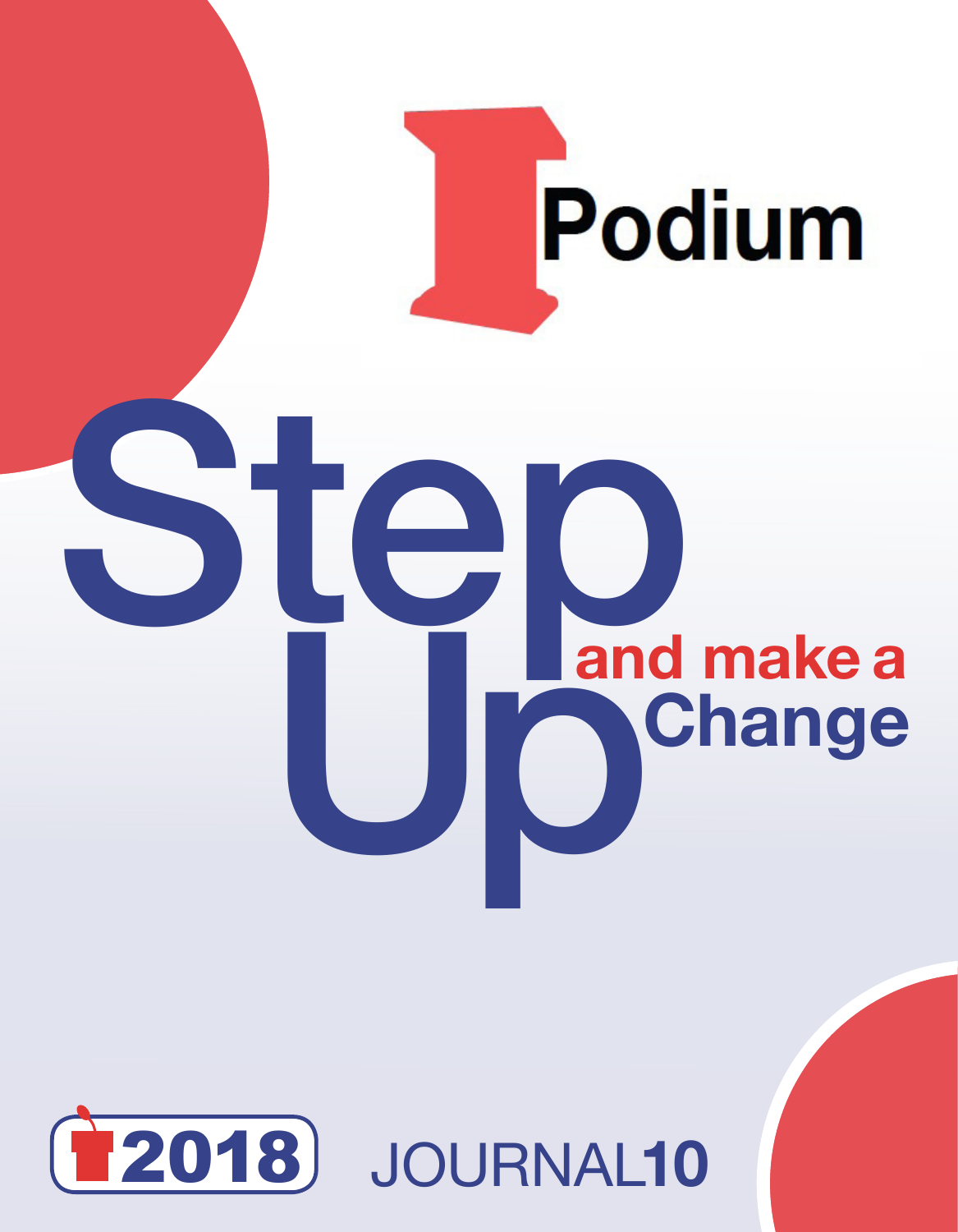# Podium

# Step Up

## and make a Change

2018

JOURNAL10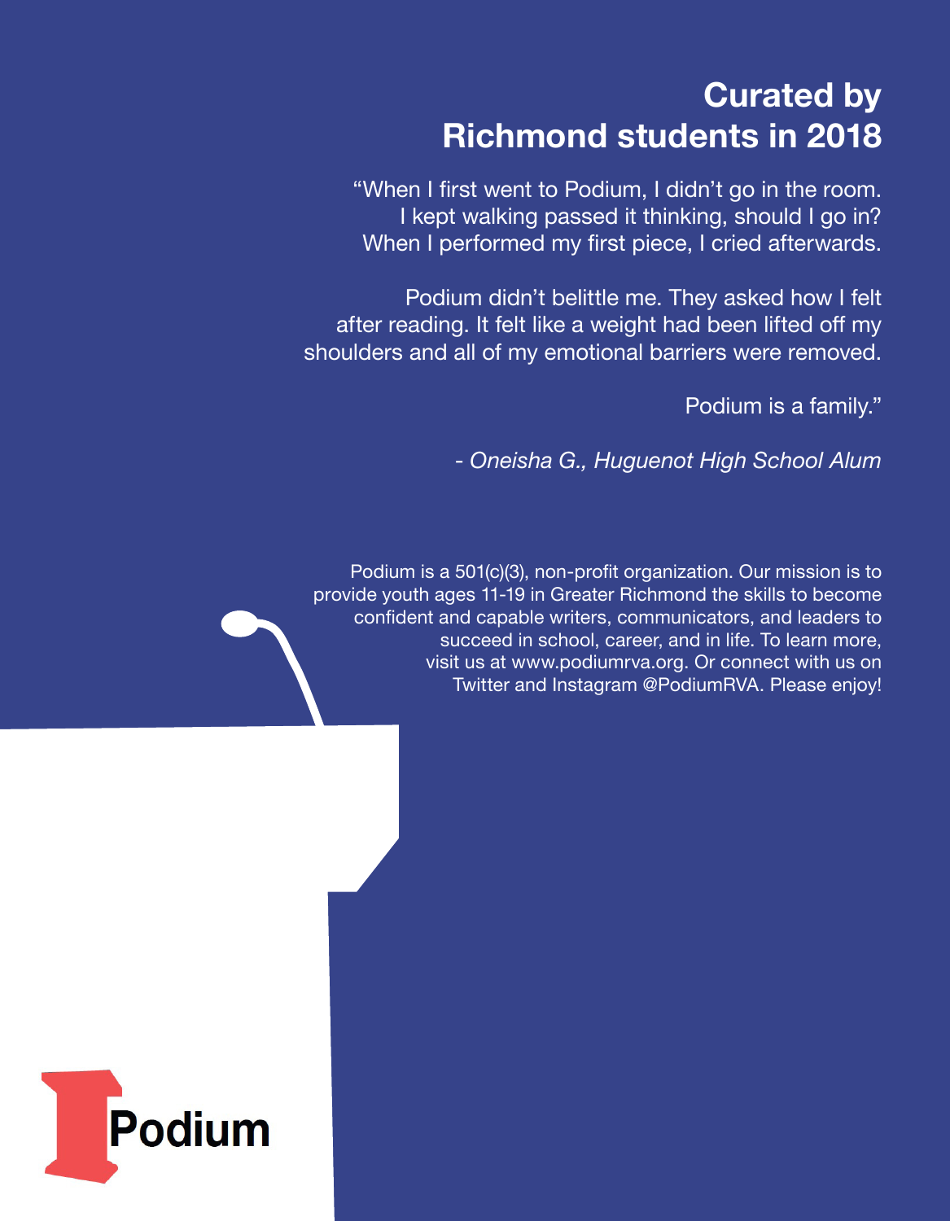## Curated by Richmond students in 2018

"When I first went to Podium, I didn't go in the room.
I kept walking passed it thinking, should I go in?
When I performed my first piece, I cried afterwards.

Podium didn't belittle me. They asked how I felt after reading. It felt like a weight had been lifted off my shoulders and all of my emotional barriers were removed.

Podium is a family."

*- Oneisha G., Huguenot High School Alum*

Podium is a 501(c)(3), non-profit organization. Our mission is to provide youth ages 11-19 in Greater Richmond the skills to become confident and capable writers, communicators, and leaders to succeed in school, career, and in life. To learn more, visit us at www.podiumrva.org. Or connect with us on Twitter and Instagram @PodiumRVA. Please enjoy!

Podium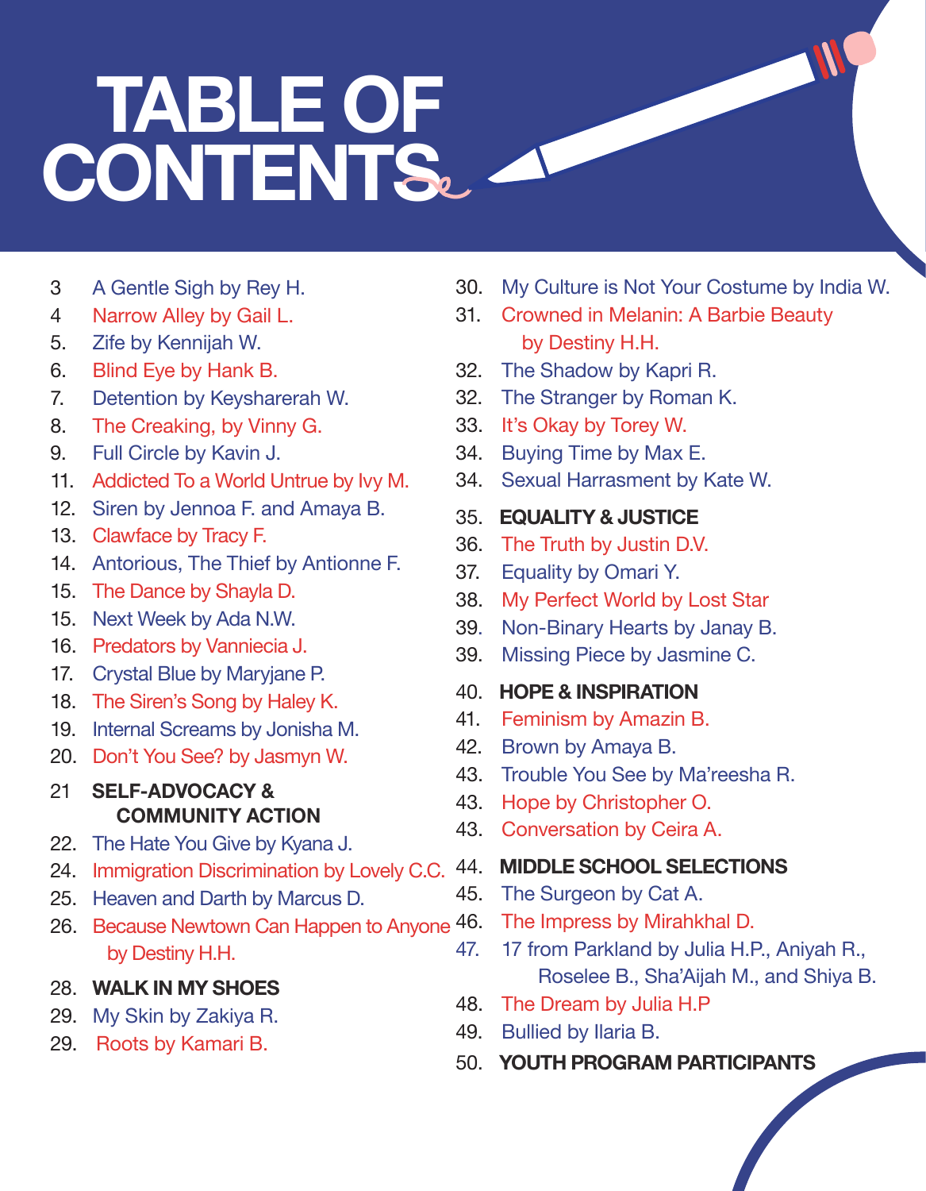# TABLE OF CONTENTS

3 A Gentle Sigh by Rey H.
4 Narrow Alley by Gail L.
5. Zife by Kennijah W.
6. Blind Eye by Hank B.
7. Detention by Keysharerah W.
8. The Creaking, by Vinny G.
9. Full Circle by Kavin J.
11. Addicted To a World Untrue by Ivy M.
12. Siren by Jennoa F. and Amaya B.
13. Clawface by Tracy F.
14. Antorious, The Thief by Antionne F.
15. The Dance by Shayla D.
15. Next Week by Ada N.W.
16. Predators by Vanniecia J.
17. Crystal Blue by Maryjane P.
18. The Siren's Song by Haley K.
19. Internal Screams by Jonisha M.
20. Don't You See? by Jasmyn W.

21 **SELF-ADVOCACY & COMMUNITY ACTION**

22. The Hate You Give by Kyana J.
24. Immigration Discrimination by Lovely C.C.
25. Heaven and Darth by Marcus D.
26. Because Newtown Can Happen to Anyone by Destiny H.H.

28. **WALK IN MY SHOES**

29. My Skin by Zakiya R.
29. Roots by Kamari B.
30. My Culture is Not Your Costume by India W.
31. Crowned in Melanin: A Barbie Beauty by Destiny H.H.
32. The Shadow by Kapri R.
32. The Stranger by Roman K.
33. It's Okay by Torey W.
34. Buying Time by Max E.
34. Sexual Harrasment by Kate W.

35. **EQUALITY & JUSTICE**

36. The Truth by Justin D.V.
37. Equality by Omari Y.
38. My Perfect World by Lost Star
39. Non-Binary Hearts by Janay B.
39. Missing Piece by Jasmine C.

40. **HOPE & INSPIRATION**

41. Feminism by Amazin B.
42. Brown by Amaya B.
43. Trouble You See by Ma'reesha R.
43. Hope by Christopher O.
43. Conversation by Ceira A.

44. **MIDDLE SCHOOL SELECTIONS**

45. The Surgeon by Cat A.
46. The Impress by Mirahkhal D.
47. 17 from Parkland by Julia H.P., Aniyah R., Roselee B., Sha'Aijah M., and Shiya B.
48. The Dream by Julia H.P
49. Bullied by Ilaria B.

50. **YOUTH PROGRAM PARTICIPANTS**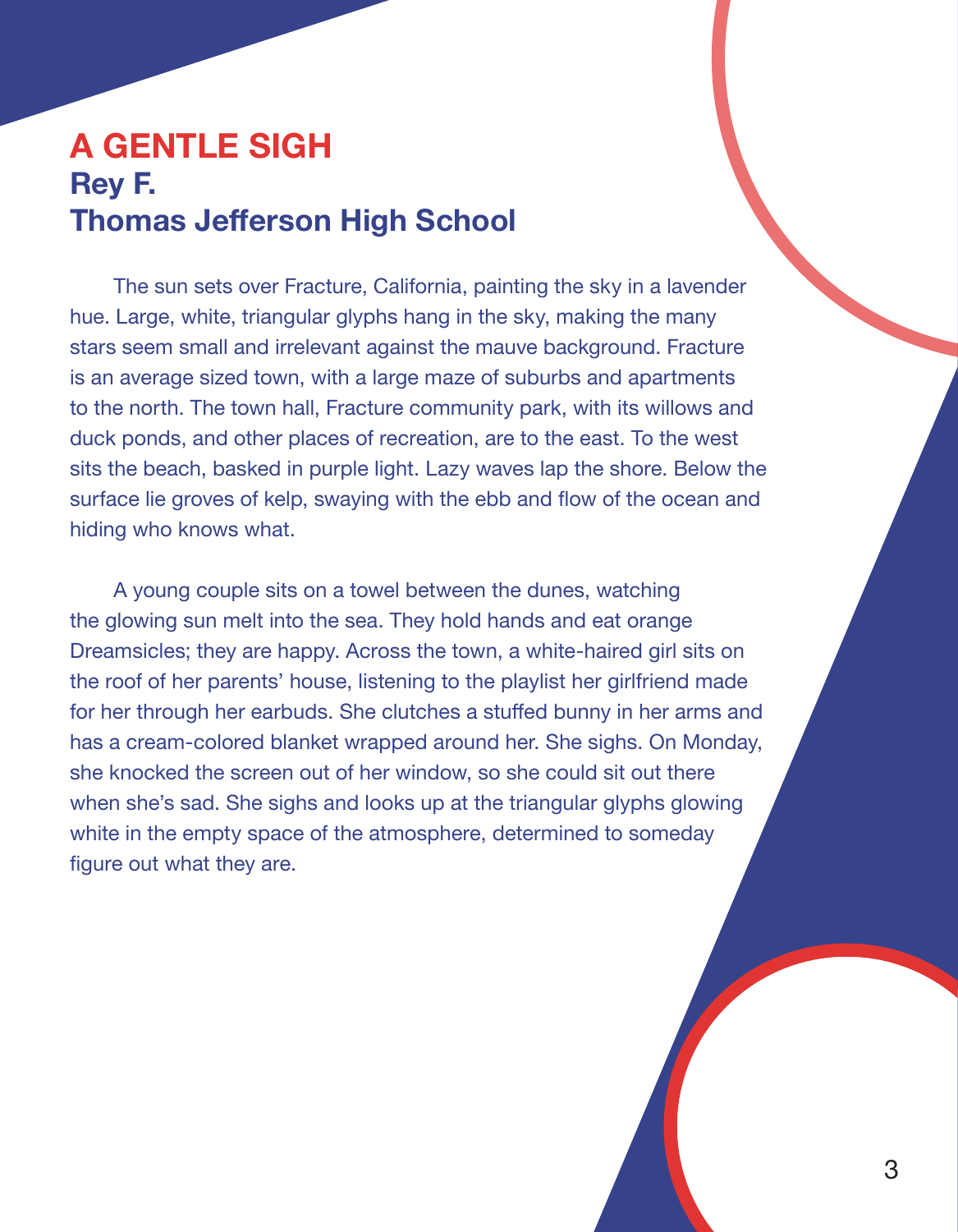# A GENTLE SIGH

## Rey F.

## Thomas Jefferson High School

The sun sets over Fracture, California, painting the sky in a lavender hue. Large, white, triangular glyphs hang in the sky, making the many stars seem small and irrelevant against the mauve background. Fracture is an average sized town, with a large maze of suburbs and apartments to the north. The town hall, Fracture community park, with its willows and duck ponds, and other places of recreation, are to the east. To the west sits the beach, basked in purple light. Lazy waves lap the shore. Below the surface lie groves of kelp, swaying with the ebb and flow of the ocean and hiding who knows what.

A young couple sits on a towel between the dunes, watching the glowing sun melt into the sea. They hold hands and eat orange Dreamsicles; they are happy. Across the town, a white-haired girl sits on the roof of her parents' house, listening to the playlist her girlfriend made for her through her earbuds. She clutches a stuffed bunny in her arms and has a cream-colored blanket wrapped around her. She sighs. On Monday, she knocked the screen out of her window, so she could sit out there when she's sad. She sighs and looks up at the triangular glyphs glowing white in the empty space of the atmosphere, determined to someday figure out what they are.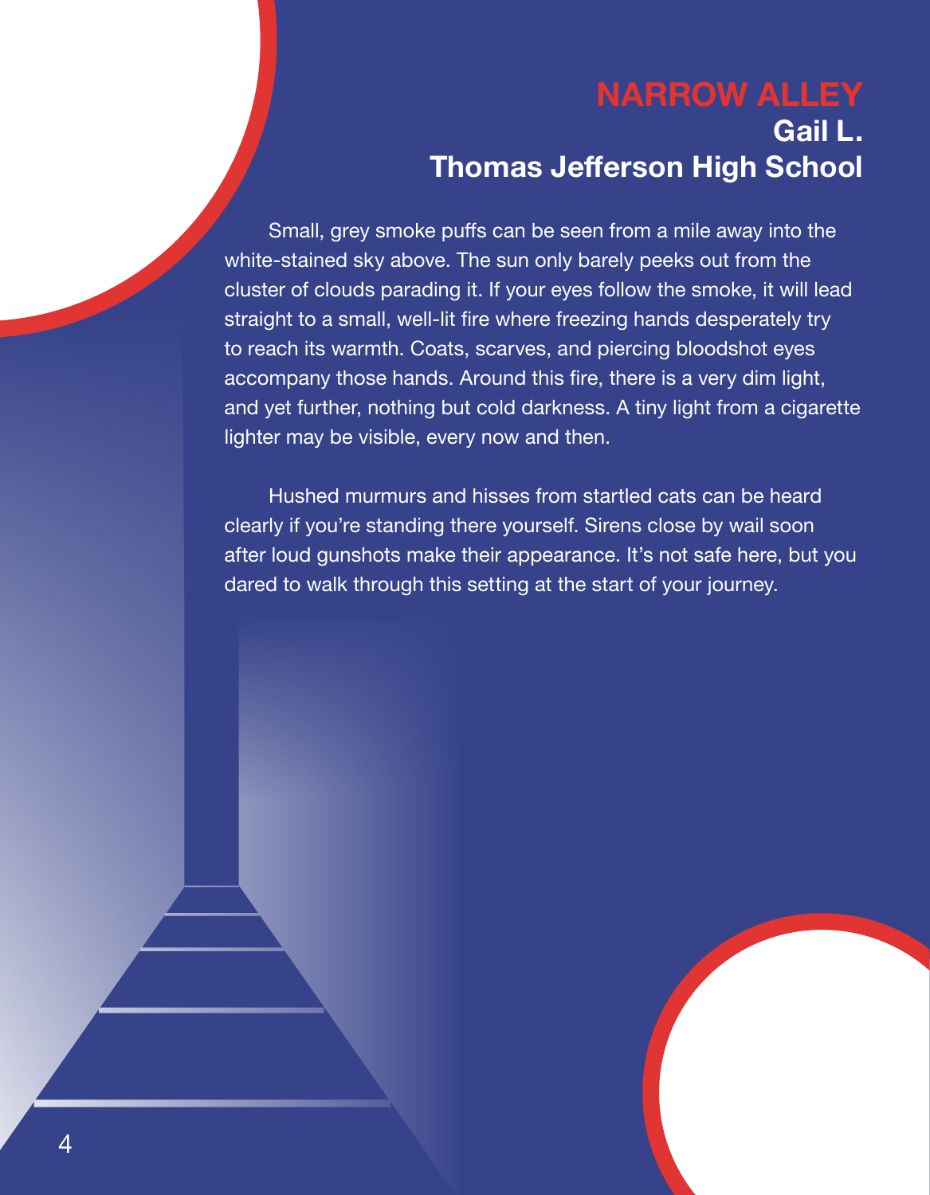# NARROW ALLEY

**Gail L.**
**Thomas Jefferson High School**

Small, grey smoke puffs can be seen from a mile away into the white-stained sky above. The sun only barely peeks out from the cluster of clouds parading it. If your eyes follow the smoke, it will lead straight to a small, well-lit fire where freezing hands desperately try to reach its warmth. Coats, scarves, and piercing bloodshot eyes accompany those hands. Around this fire, there is a very dim light, and yet further, nothing but cold darkness. A tiny light from a cigarette lighter may be visible, every now and then.

Hushed murmurs and hisses from startled cats can be heard clearly if you're standing there yourself. Sirens close by wail soon after loud gunshots make their appearance. It's not safe here, but you dared to walk through this setting at the start of your journey.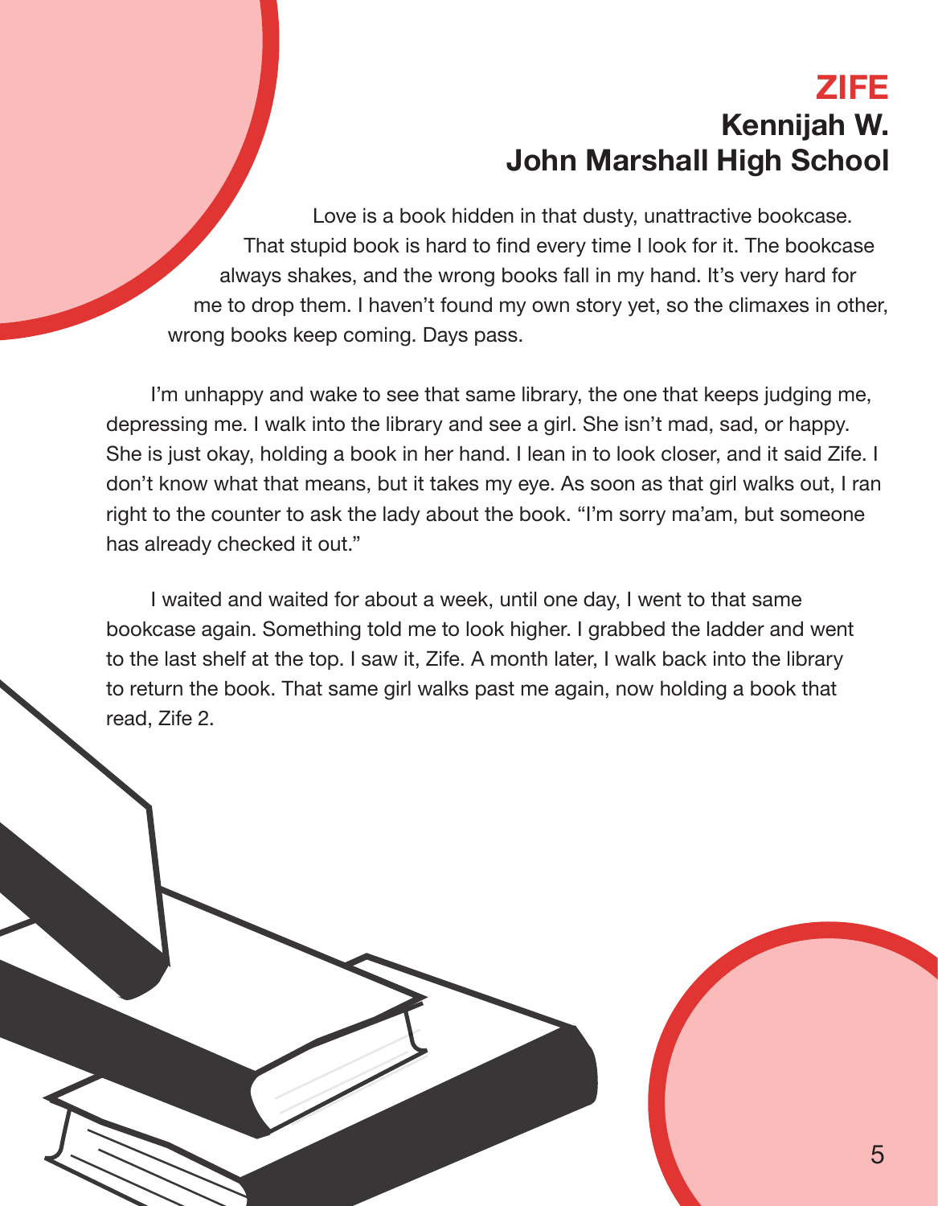# ZIFE

## Kennijah W.

## John Marshall High School

Love is a book hidden in that dusty, unattractive bookcase. That stupid book is hard to find every time I look for it. The bookcase always shakes, and the wrong books fall in my hand. It's very hard for me to drop them. I haven't found my own story yet, so the climaxes in other, wrong books keep coming. Days pass.

I'm unhappy and wake to see that same library, the one that keeps judging me, depressing me. I walk into the library and see a girl. She isn't mad, sad, or happy. She is just okay, holding a book in her hand. I lean in to look closer, and it said Zife. I don't know what that means, but it takes my eye. As soon as that girl walks out, I ran right to the counter to ask the lady about the book. "I'm sorry ma'am, but someone has already checked it out."

I waited and waited for about a week, until one day, I went to that same bookcase again. Something told me to look higher. I grabbed the ladder and went to the last shelf at the top. I saw it, Zife. A month later, I walk back into the library to return the book. That same girl walks past me again, now holding a book that read, Zife 2.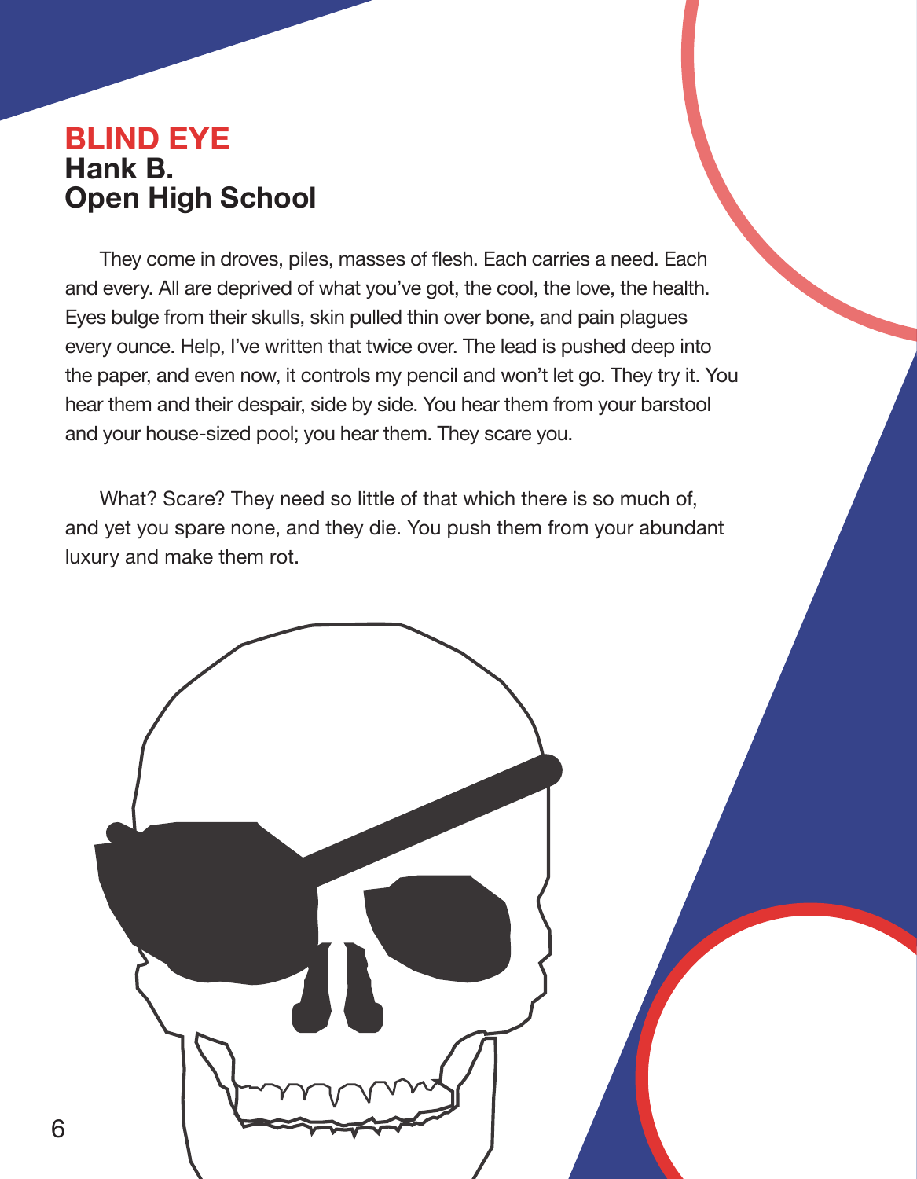# BLIND EYE

**Hank B.**
**Open High School**

They come in droves, piles, masses of flesh. Each carries a need. Each and every. All are deprived of what you've got, the cool, the love, the health. Eyes bulge from their skulls, skin pulled thin over bone, and pain plagues every ounce. Help, I've written that twice over. The lead is pushed deep into the paper, and even now, it controls my pencil and won't let go. They try it. You hear them and their despair, side by side. You hear them from your barstool and your house-sized pool; you hear them. They scare you.

What? Scare? They need so little of that which there is so much of, and yet you spare none, and they die. You push them from your abundant luxury and make them rot.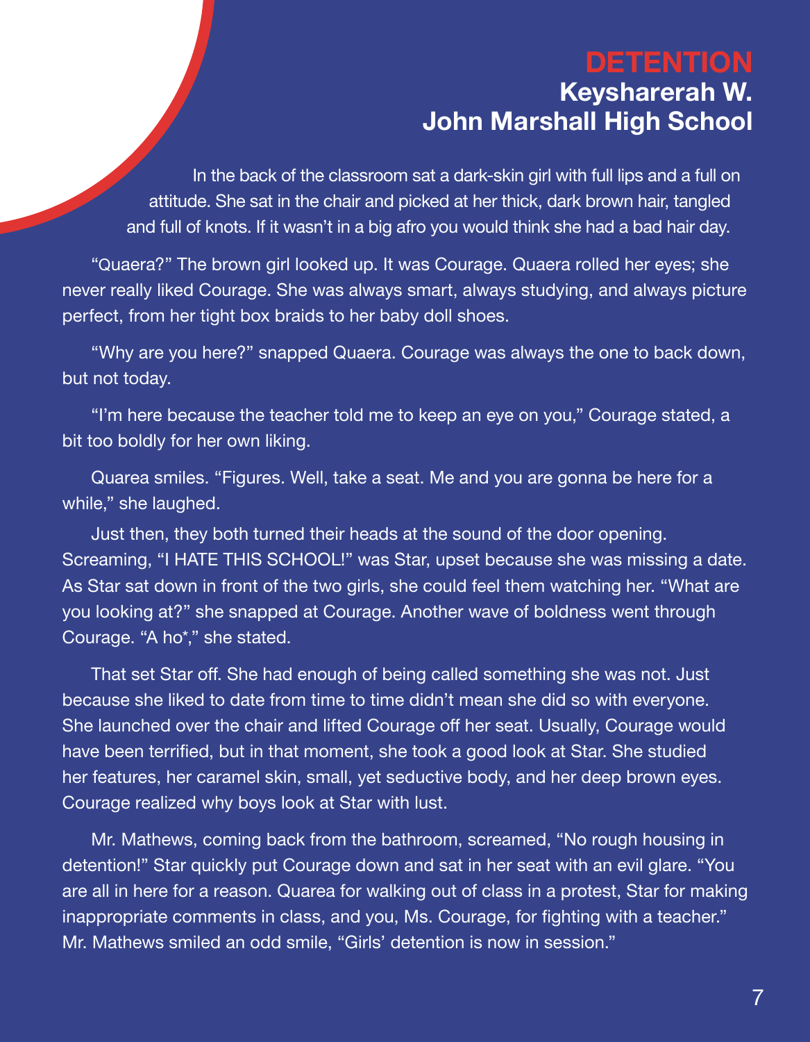# DETENTION

## Keysharerah W.
## John Marshall High School

In the back of the classroom sat a dark-skin girl with full lips and a full on attitude. She sat in the chair and picked at her thick, dark brown hair, tangled and full of knots. If it wasn't in a big afro you would think she had a bad hair day.

"Quaera?" The brown girl looked up. It was Courage. Quaera rolled her eyes; she never really liked Courage. She was always smart, always studying, and always picture perfect, from her tight box braids to her baby doll shoes.

"Why are you here?" snapped Quaera. Courage was always the one to back down, but not today.

"I'm here because the teacher told me to keep an eye on you," Courage stated, a bit too boldly for her own liking.

Quarea smiles. "Figures. Well, take a seat. Me and you are gonna be here for a while," she laughed.

Just then, they both turned their heads at the sound of the door opening. Screaming, "I HATE THIS SCHOOL!" was Star, upset because she was missing a date. As Star sat down in front of the two girls, she could feel them watching her. "What are you looking at?" she snapped at Courage. Another wave of boldness went through Courage. "A ho*," she stated.

That set Star off. She had enough of being called something she was not. Just because she liked to date from time to time didn't mean she did so with everyone. She launched over the chair and lifted Courage off her seat. Usually, Courage would have been terrified, but in that moment, she took a good look at Star. She studied her features, her caramel skin, small, yet seductive body, and her deep brown eyes. Courage realized why boys look at Star with lust.

Mr. Mathews, coming back from the bathroom, screamed, "No rough housing in detention!" Star quickly put Courage down and sat in her seat with an evil glare. "You are all in here for a reason. Quarea for walking out of class in a protest, Star for making inappropriate comments in class, and you, Ms. Courage, for fighting with a teacher." Mr. Mathews smiled an odd smile, "Girls' detention is now in session."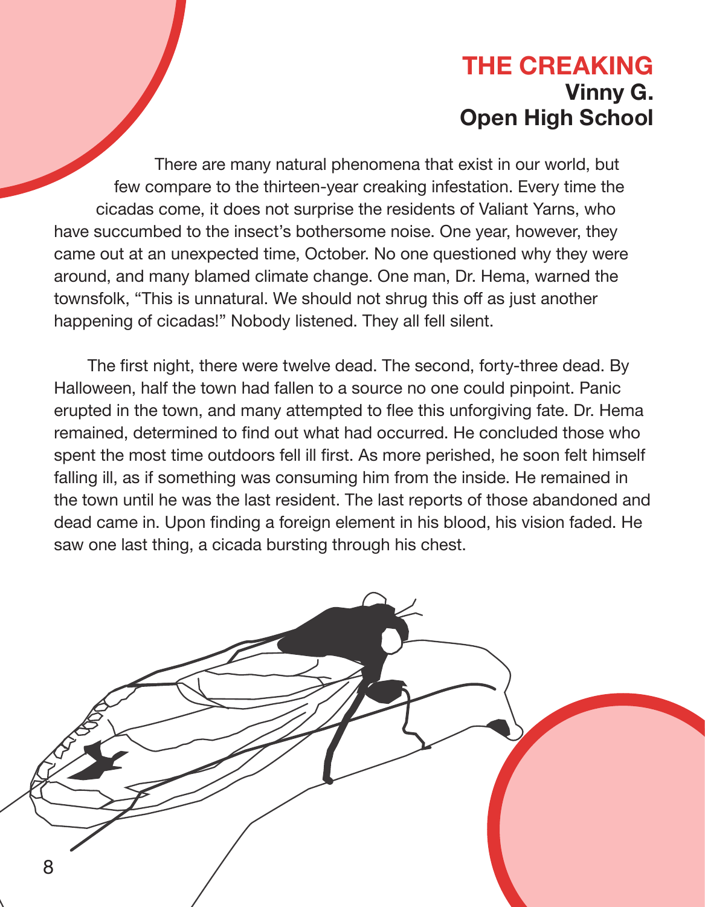# THE CREAKING

**Vinny G.**
**Open High School**

There are many natural phenomena that exist in our world, but few compare to the thirteen-year creaking infestation. Every time the cicadas come, it does not surprise the residents of Valiant Yarns, who have succumbed to the insect's bothersome noise. One year, however, they came out at an unexpected time, October. No one questioned why they were around, and many blamed climate change. One man, Dr. Hema, warned the townsfolk, "This is unnatural. We should not shrug this off as just another happening of cicadas!" Nobody listened. They all fell silent.

The first night, there were twelve dead. The second, forty-three dead. By Halloween, half the town had fallen to a source no one could pinpoint. Panic erupted in the town, and many attempted to flee this unforgiving fate. Dr. Hema remained, determined to find out what had occurred. He concluded those who spent the most time outdoors fell ill first. As more perished, he soon felt himself falling ill, as if something was consuming him from the inside. He remained in the town until he was the last resident. The last reports of those abandoned and dead came in. Upon finding a foreign element in his blood, his vision faded. He saw one last thing, a cicada bursting through his chest.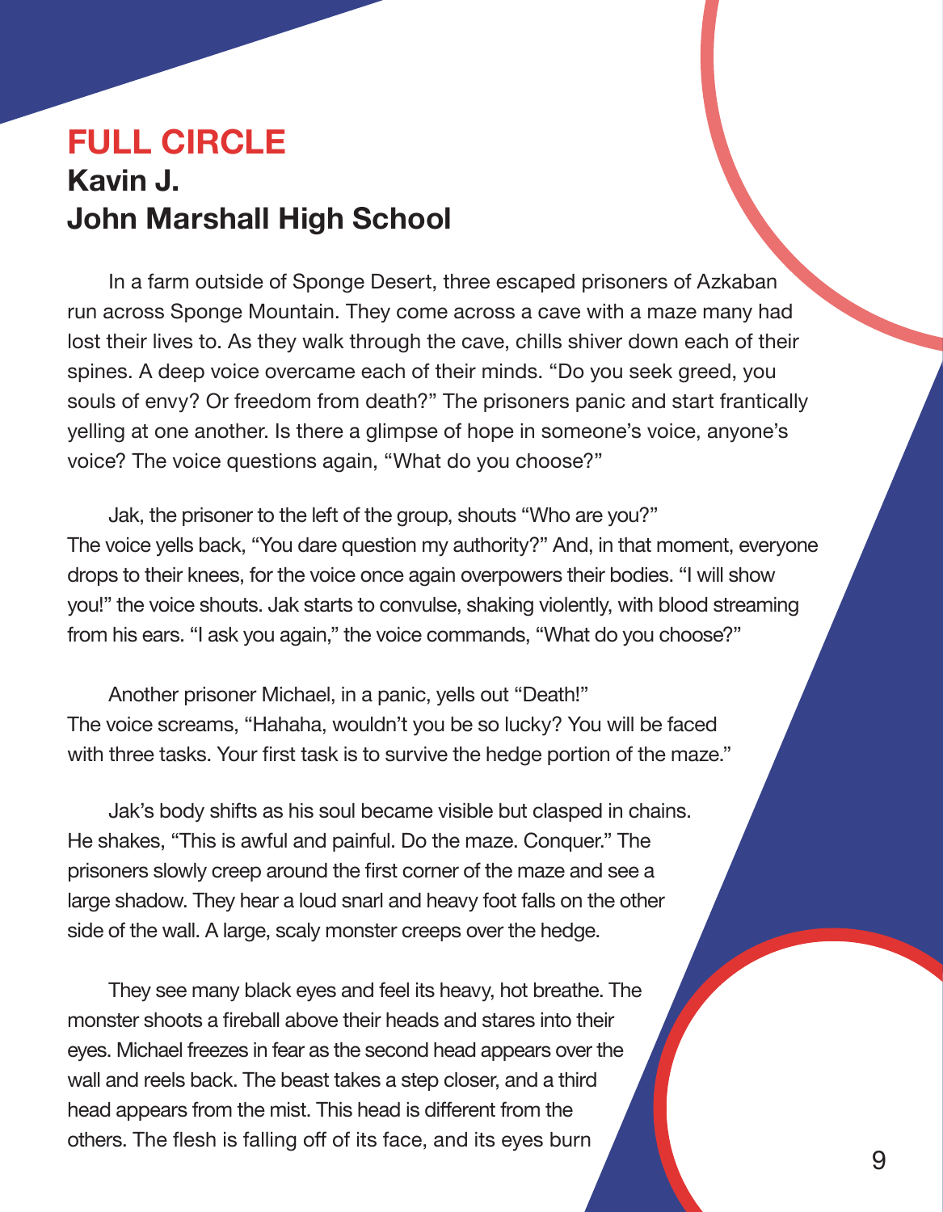# FULL CIRCLE

## Kavin J.

## John Marshall High School

In a farm outside of Sponge Desert, three escaped prisoners of Azkaban run across Sponge Mountain. They come across a cave with a maze many had lost their lives to. As they walk through the cave, chills shiver down each of their spines. A deep voice overcame each of their minds. "Do you seek greed, you souls of envy? Or freedom from death?" The prisoners panic and start frantically yelling at one another. Is there a glimpse of hope in someone's voice, anyone's voice? The voice questions again, "What do you choose?"

Jak, the prisoner to the left of the group, shouts "Who are you?" The voice yells back, "You dare question my authority?" And, in that moment, everyone drops to their knees, for the voice once again overpowers their bodies. "I will show you!" the voice shouts. Jak starts to convulse, shaking violently, with blood streaming from his ears. "I ask you again," the voice commands, "What do you choose?"

Another prisoner Michael, in a panic, yells out "Death!" The voice screams, "Hahaha, wouldn't you be so lucky? You will be faced with three tasks. Your first task is to survive the hedge portion of the maze."

Jak's body shifts as his soul became visible but clasped in chains. He shakes, "This is awful and painful. Do the maze. Conquer." The prisoners slowly creep around the first corner of the maze and see a large shadow. They hear a loud snarl and heavy foot falls on the other side of the wall. A large, scaly monster creeps over the hedge.

They see many black eyes and feel its heavy, hot breathe. The monster shoots a fireball above their heads and stares into their eyes. Michael freezes in fear as the second head appears over the wall and reels back. The beast takes a step closer, and a third head appears from the mist. This head is different from the others. The flesh is falling off of its face, and its eyes burn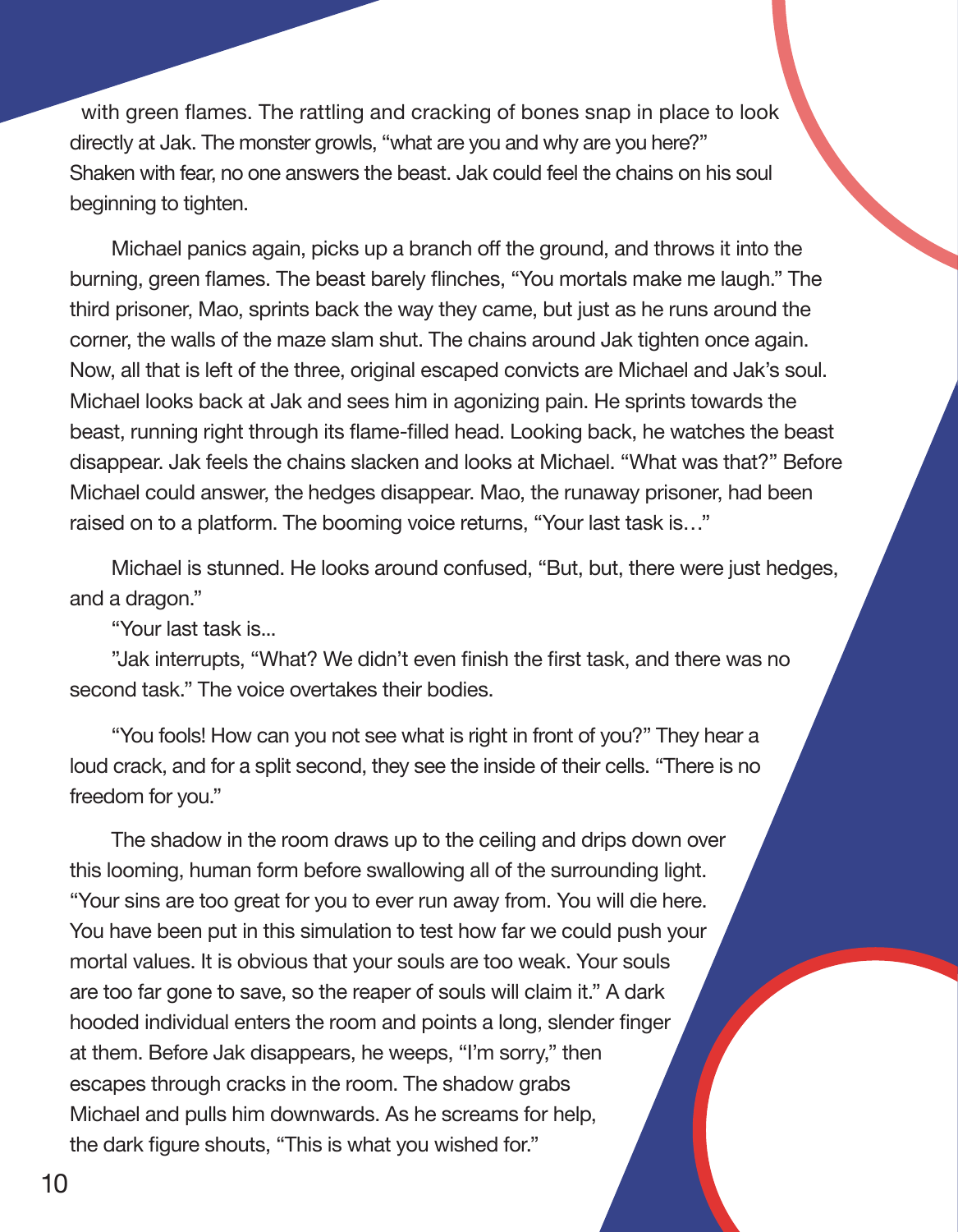with green flames. The rattling and cracking of bones snap in place to look directly at Jak. The monster growls, "what are you and why are you here?" Shaken with fear, no one answers the beast. Jak could feel the chains on his soul beginning to tighten.

Michael panics again, picks up a branch off the ground, and throws it into the burning, green flames. The beast barely flinches, "You mortals make me laugh." The third prisoner, Mao, sprints back the way they came, but just as he runs around the corner, the walls of the maze slam shut. The chains around Jak tighten once again. Now, all that is left of the three, original escaped convicts are Michael and Jak's soul. Michael looks back at Jak and sees him in agonizing pain. He sprints towards the beast, running right through its flame-filled head. Looking back, he watches the beast disappear. Jak feels the chains slacken and looks at Michael. "What was that?" Before Michael could answer, the hedges disappear. Mao, the runaway prisoner, had been raised on to a platform. The booming voice returns, "Your last task is…"

Michael is stunned. He looks around confused, "But, but, there were just hedges, and a dragon."

"Your last task is...

"Jak interrupts, "What? We didn't even finish the first task, and there was no second task." The voice overtakes their bodies.

"You fools! How can you not see what is right in front of you?" They hear a loud crack, and for a split second, they see the inside of their cells. "There is no freedom for you."

The shadow in the room draws up to the ceiling and drips down over this looming, human form before swallowing all of the surrounding light. "Your sins are too great for you to ever run away from. You will die here. You have been put in this simulation to test how far we could push your mortal values. It is obvious that your souls are too weak. Your souls are too far gone to save, so the reaper of souls will claim it." A dark hooded individual enters the room and points a long, slender finger at them. Before Jak disappears, he weeps, "I'm sorry," then escapes through cracks in the room. The shadow grabs Michael and pulls him downwards. As he screams for help, the dark figure shouts, "This is what you wished for."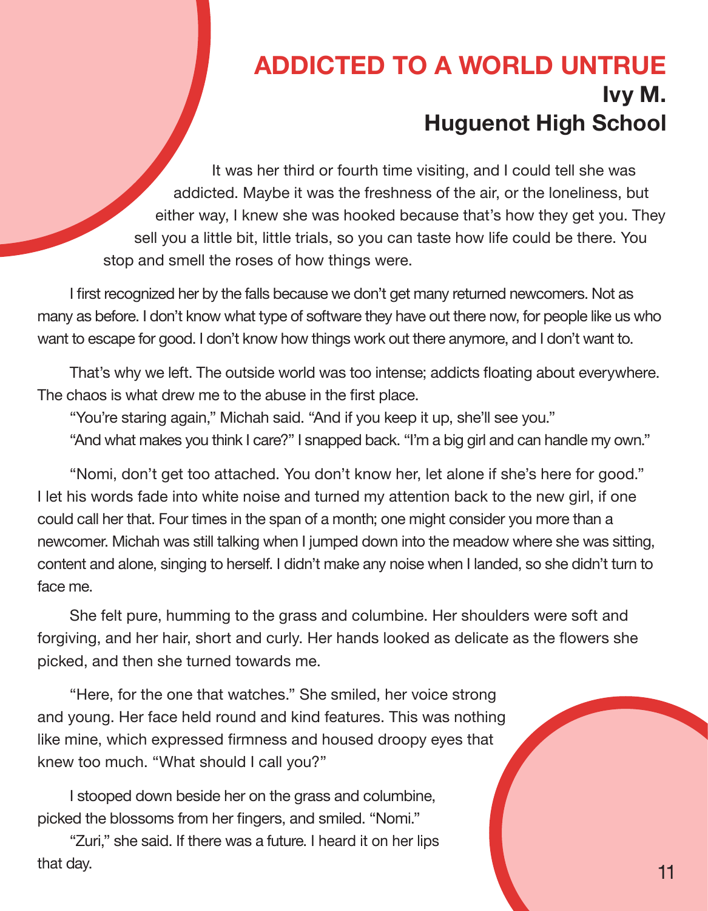# ADDICTED TO A WORLD UNTRUE

**Ivy M.**
**Huguenot High School**

It was her third or fourth time visiting, and I could tell she was addicted. Maybe it was the freshness of the air, or the loneliness, but either way, I knew she was hooked because that's how they get you. They sell you a little bit, little trials, so you can taste how life could be there. You stop and smell the roses of how things were.

I first recognized her by the falls because we don't get many returned newcomers. Not as many as before. I don't know what type of software they have out there now, for people like us who want to escape for good. I don't know how things work out there anymore, and I don't want to.

That's why we left. The outside world was too intense; addicts floating about everywhere. The chaos is what drew me to the abuse in the first place.

"You're staring again," Michah said. "And if you keep it up, she'll see you."

"And what makes you think I care?" I snapped back. "I'm a big girl and can handle my own."

"Nomi, don't get too attached. You don't know her, let alone if she's here for good." I let his words fade into white noise and turned my attention back to the new girl, if one could call her that. Four times in the span of a month; one might consider you more than a newcomer. Michah was still talking when I jumped down into the meadow where she was sitting, content and alone, singing to herself. I didn't make any noise when I landed, so she didn't turn to face me.

She felt pure, humming to the grass and columbine. Her shoulders were soft and forgiving, and her hair, short and curly. Her hands looked as delicate as the flowers she picked, and then she turned towards me.

"Here, for the one that watches." She smiled, her voice strong and young. Her face held round and kind features. This was nothing like mine, which expressed firmness and housed droopy eyes that knew too much. "What should I call you?"

I stooped down beside her on the grass and columbine, picked the blossoms from her fingers, and smiled. "Nomi."

"Zuri," she said. If there was a future. I heard it on her lips that day.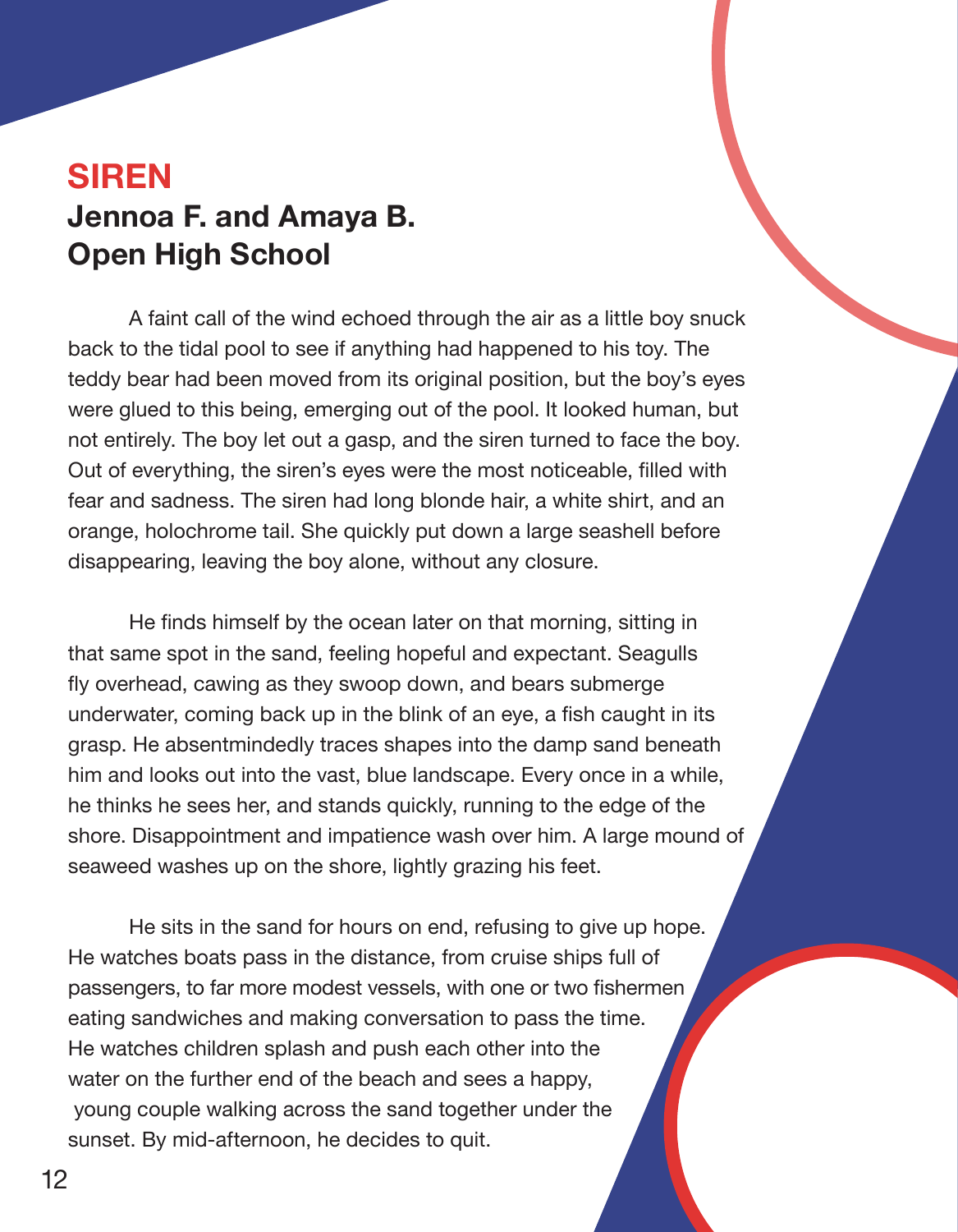# SIREN

## Jennoa F. and Amaya B.
## Open High School

A faint call of the wind echoed through the air as a little boy snuck back to the tidal pool to see if anything had happened to his toy. The teddy bear had been moved from its original position, but the boy's eyes were glued to this being, emerging out of the pool. It looked human, but not entirely. The boy let out a gasp, and the siren turned to face the boy. Out of everything, the siren's eyes were the most noticeable, filled with fear and sadness. The siren had long blonde hair, a white shirt, and an orange, holochrome tail. She quickly put down a large seashell before disappearing, leaving the boy alone, without any closure.

He finds himself by the ocean later on that morning, sitting in that same spot in the sand, feeling hopeful and expectant. Seagulls fly overhead, cawing as they swoop down, and bears submerge underwater, coming back up in the blink of an eye, a fish caught in its grasp. He absentmindedly traces shapes into the damp sand beneath him and looks out into the vast, blue landscape. Every once in a while, he thinks he sees her, and stands quickly, running to the edge of the shore. Disappointment and impatience wash over him. A large mound of seaweed washes up on the shore, lightly grazing his feet.

He sits in the sand for hours on end, refusing to give up hope. He watches boats pass in the distance, from cruise ships full of passengers, to far more modest vessels, with one or two fishermen eating sandwiches and making conversation to pass the time. He watches children splash and push each other into the water on the further end of the beach and sees a happy, young couple walking across the sand together under the sunset. By mid-afternoon, he decides to quit.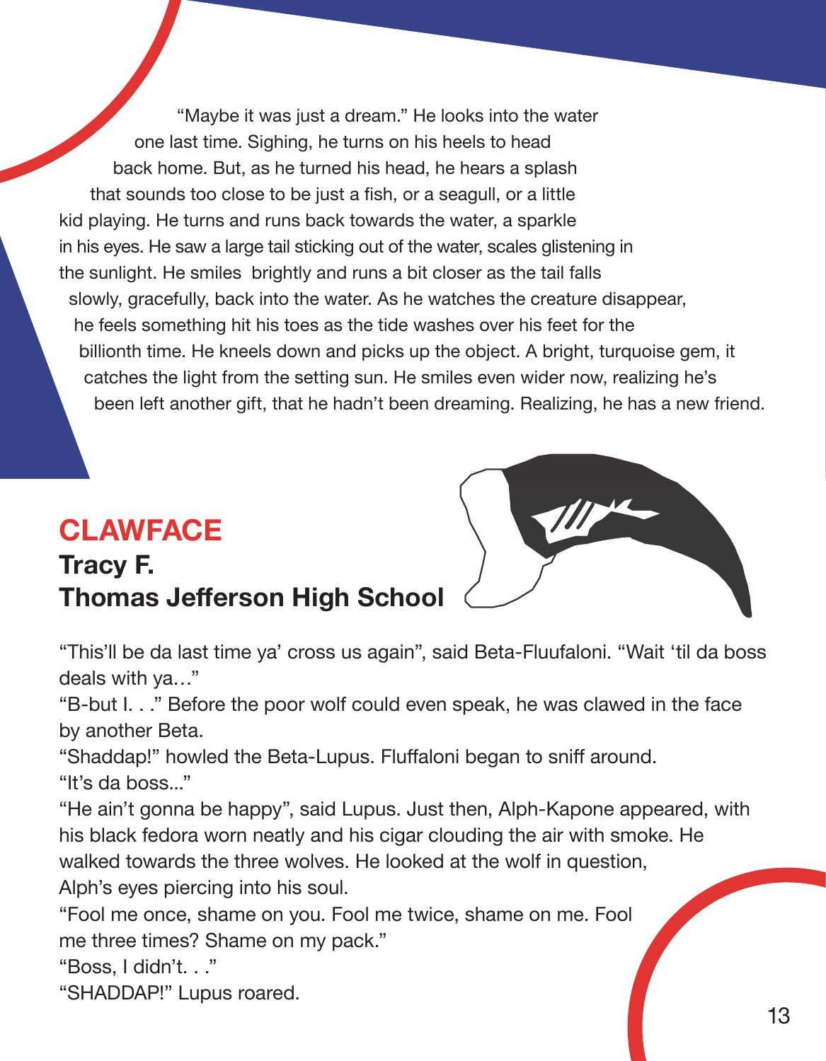"Maybe it was just a dream." He looks into the water one last time. Sighing, he turns on his heels to head back home. But, as he turned his head, he hears a splash that sounds too close to be just a fish, or a seagull, or a little kid playing. He turns and runs back towards the water, a sparkle in his eyes. He saw a large tail sticking out of the water, scales glistening in the sunlight. He smiles brightly and runs a bit closer as the tail falls slowly, gracefully, back into the water. As he watches the creature disappear, he feels something hit his toes as the tide washes over his feet for the billionth time. He kneels down and picks up the object. A bright, turquoise gem, it catches the light from the setting sun. He smiles even wider now, realizing he's been left another gift, that he hadn't been dreaming. Realizing, he has a new friend.

## CLAWFACE

**Tracy F.**
**Thomas Jefferson High School**

"This'll be da last time ya' cross us again", said Beta-Fluufaloni. "Wait 'til da boss deals with ya…"

"B-but I. . ." Before the poor wolf could even speak, he was clawed in the face by another Beta.

"Shaddap!" howled the Beta-Lupus. Fluffaloni began to sniff around.

"It's da boss..."

"He ain't gonna be happy", said Lupus. Just then, Alph-Kapone appeared, with his black fedora worn neatly and his cigar clouding the air with smoke. He walked towards the three wolves. He looked at the wolf in question, Alph's eyes piercing into his soul.

"Fool me once, shame on you. Fool me twice, shame on me. Fool me three times? Shame on my pack."

"Boss, I didn't. . ."

"SHADDAP!" Lupus roared.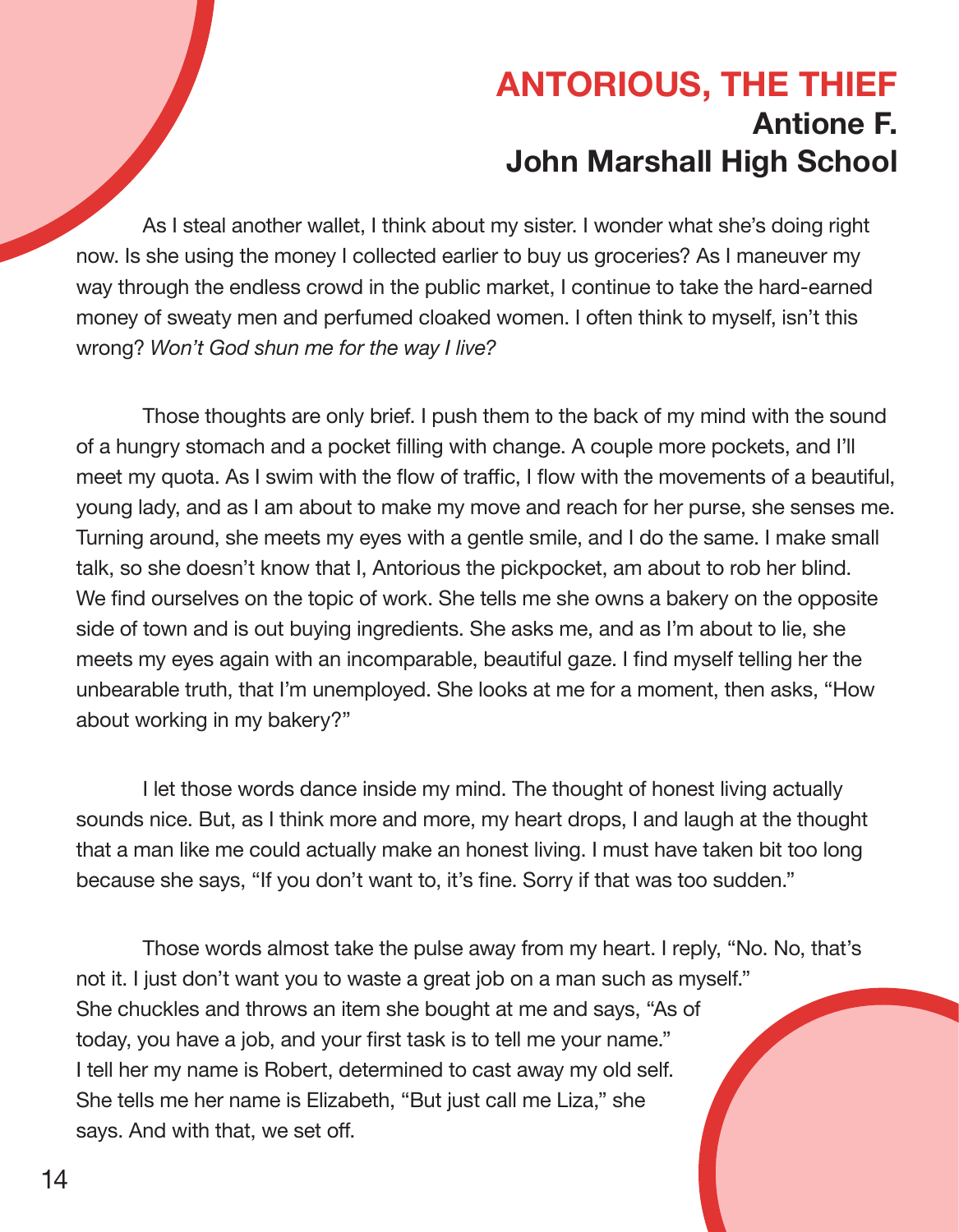# ANTORIOUS, THE THIEF

## Antione F.
## John Marshall High School

As I steal another wallet, I think about my sister. I wonder what she's doing right now. Is she using the money I collected earlier to buy us groceries? As I maneuver my way through the endless crowd in the public market, I continue to take the hard-earned money of sweaty men and perfumed cloaked women. I often think to myself, isn't this wrong? *Won't God shun me for the way I live?*

Those thoughts are only brief. I push them to the back of my mind with the sound of a hungry stomach and a pocket filling with change. A couple more pockets, and I'll meet my quota. As I swim with the flow of traffic, I flow with the movements of a beautiful, young lady, and as I am about to make my move and reach for her purse, she senses me. Turning around, she meets my eyes with a gentle smile, and I do the same. I make small talk, so she doesn't know that I, Antorious the pickpocket, am about to rob her blind. We find ourselves on the topic of work. She tells me she owns a bakery on the opposite side of town and is out buying ingredients. She asks me, and as I'm about to lie, she meets my eyes again with an incomparable, beautiful gaze. I find myself telling her the unbearable truth, that I'm unemployed. She looks at me for a moment, then asks, "How about working in my bakery?"

I let those words dance inside my mind. The thought of honest living actually sounds nice. But, as I think more and more, my heart drops, I and laugh at the thought that a man like me could actually make an honest living. I must have taken bit too long because she says, "If you don't want to, it's fine. Sorry if that was too sudden."

Those words almost take the pulse away from my heart. I reply, "No. No, that's not it. I just don't want you to waste a great job on a man such as myself." She chuckles and throws an item she bought at me and says, "As of today, you have a job, and your first task is to tell me your name." I tell her my name is Robert, determined to cast away my old self. She tells me her name is Elizabeth, "But just call me Liza," she says. And with that, we set off.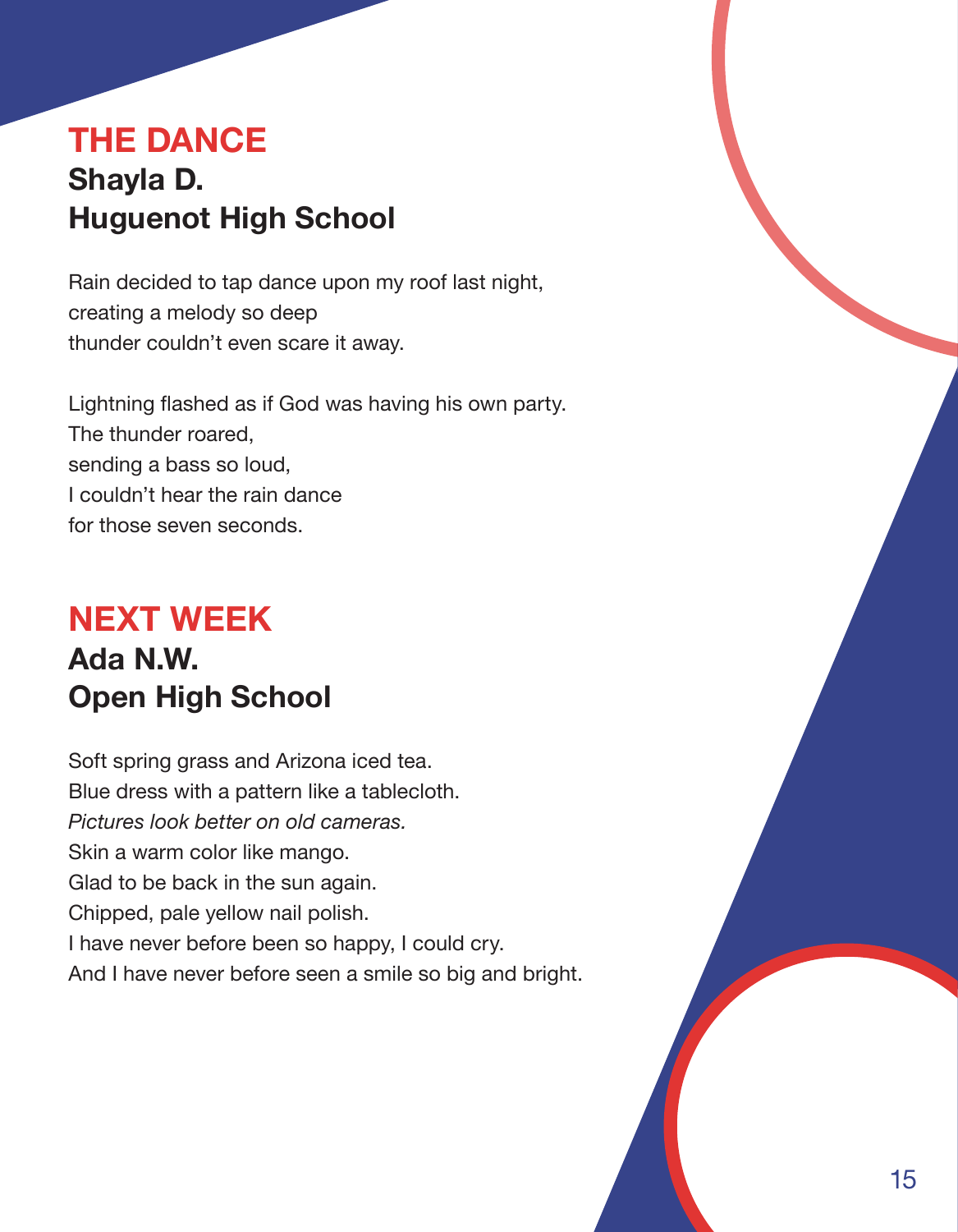## THE DANCE

### Shayla D.
### Huguenot High School

Rain decided to tap dance upon my roof last night,  
creating a melody so deep  
thunder couldn't even scare it away.

Lightning flashed as if God was having his own party.  
The thunder roared,  
sending a bass so loud,  
I couldn't hear the rain dance  
for those seven seconds.

## NEXT WEEK

### Ada N.W.
### Open High School

Soft spring grass and Arizona iced tea.  
Blue dress with a pattern like a tablecloth.  
*Pictures look better on old cameras.*  
Skin a warm color like mango.  
Glad to be back in the sun again.  
Chipped, pale yellow nail polish.  
I have never before been so happy, I could cry.  
And I have never before seen a smile so big and bright.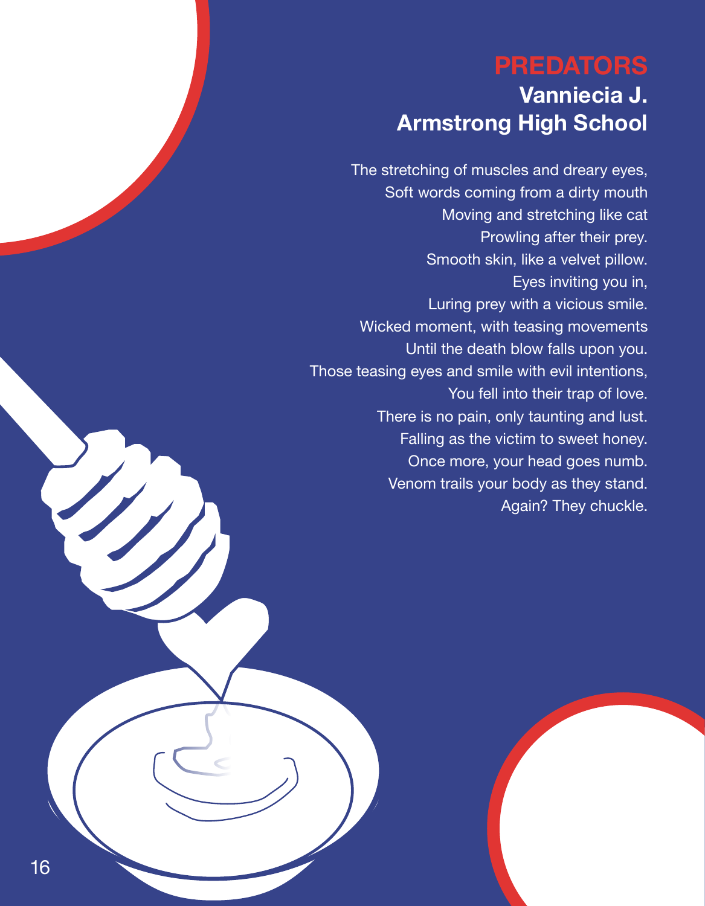# PREDATORS

## Vanniecia J.
## Armstrong High School

The stretching of muscles and dreary eyes,
Soft words coming from a dirty mouth
Moving and stretching like cat
Prowling after their prey.
Smooth skin, like a velvet pillow.
Eyes inviting you in,
Luring prey with a vicious smile.
Wicked moment, with teasing movements
Until the death blow falls upon you.
Those teasing eyes and smile with evil intentions,
You fell into their trap of love.
There is no pain, only taunting and lust.
Falling as the victim to sweet honey.
Once more, your head goes numb.
Venom trails your body as they stand.
Again? They chuckle.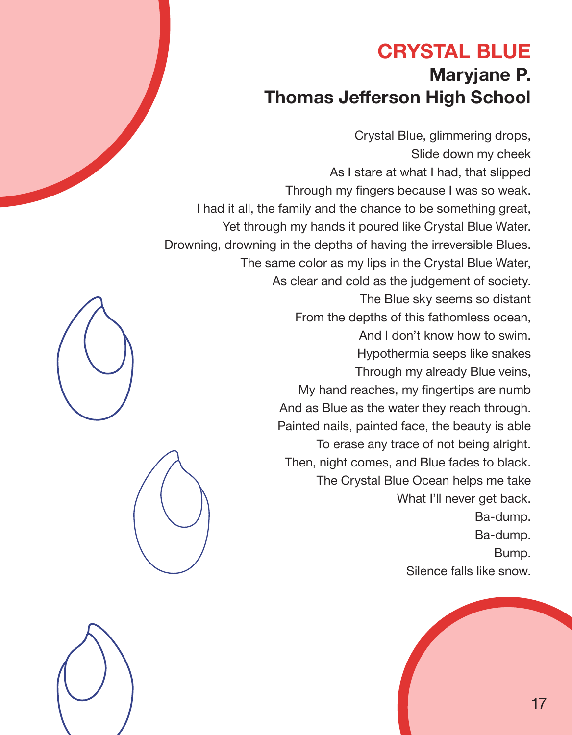# CRYSTAL BLUE

## Maryjane P.
## Thomas Jefferson High School

Crystal Blue, glimmering drops,
Slide down my cheek
As I stare at what I had, that slipped
Through my fingers because I was so weak.
I had it all, the family and the chance to be something great,
Yet through my hands it poured like Crystal Blue Water.
Drowning, drowning in the depths of having the irreversible Blues.
The same color as my lips in the Crystal Blue Water,
As clear and cold as the judgement of society.
The Blue sky seems so distant
From the depths of this fathomless ocean,
And I don't know how to swim.
Hypothermia seeps like snakes
Through my already Blue veins,
My hand reaches, my fingertips are numb
And as Blue as the water they reach through.
Painted nails, painted face, the beauty is able
To erase any trace of not being alright.
Then, night comes, and Blue fades to black.
The Crystal Blue Ocean helps me take
What I'll never get back.
Ba-dump.
Ba-dump.
Bump.
Silence falls like snow.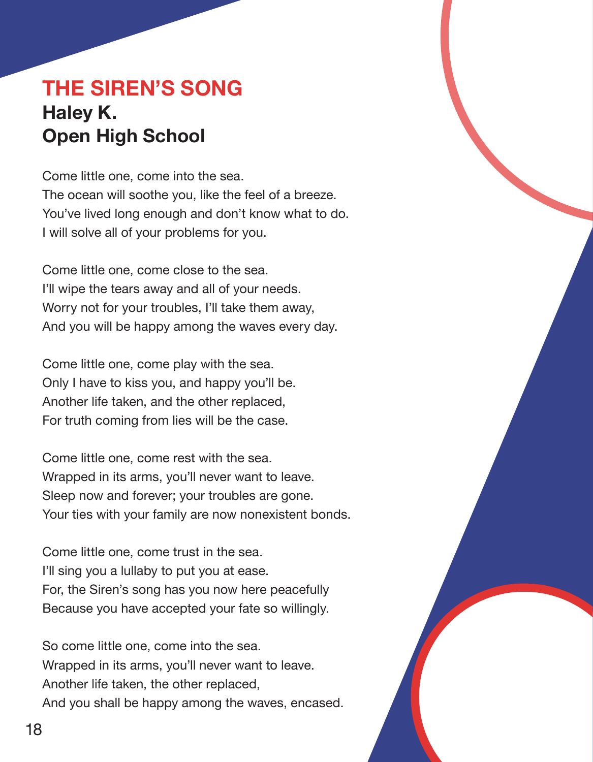# THE SIREN'S SONG

**Haley K.**
**Open High School**

Come little one, come into the sea.
The ocean will soothe you, like the feel of a breeze.
You've lived long enough and don't know what to do.
I will solve all of your problems for you.

Come little one, come close to the sea.
I'll wipe the tears away and all of your needs.
Worry not for your troubles, I'll take them away,
And you will be happy among the waves every day.

Come little one, come play with the sea.
Only I have to kiss you, and happy you'll be.
Another life taken, and the other replaced,
For truth coming from lies will be the case.

Come little one, come rest with the sea.
Wrapped in its arms, you'll never want to leave.
Sleep now and forever; your troubles are gone.
Your ties with your family are now nonexistent bonds.

Come little one, come trust in the sea.
I'll sing you a lullaby to put you at ease.
For, the Siren's song has you now here peacefully
Because you have accepted your fate so willingly.

So come little one, come into the sea.
Wrapped in its arms, you'll never want to leave.
Another life taken, the other replaced,
And you shall be happy among the waves, encased.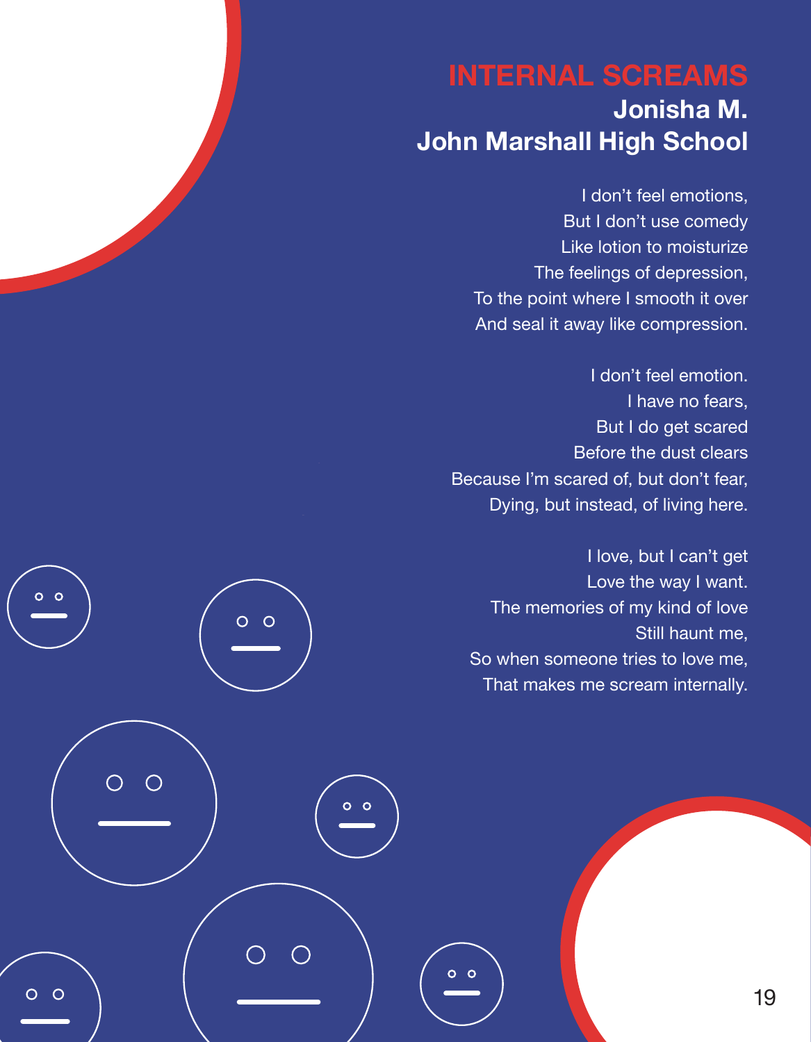# INTERNAL SCREAMS

**Jonisha M.**
**John Marshall High School**

I don't feel emotions,
But I don't use comedy
Like lotion to moisturize
The feelings of depression,
To the point where I smooth it over
And seal it away like compression.

I don't feel emotion.
I have no fears,
But I do get scared
Before the dust clears
Because I'm scared of, but don't fear,
Dying, but instead, of living here.

I love, but I can't get
Love the way I want.
The memories of my kind of love
Still haunt me,
So when someone tries to love me,
That makes me scream internally.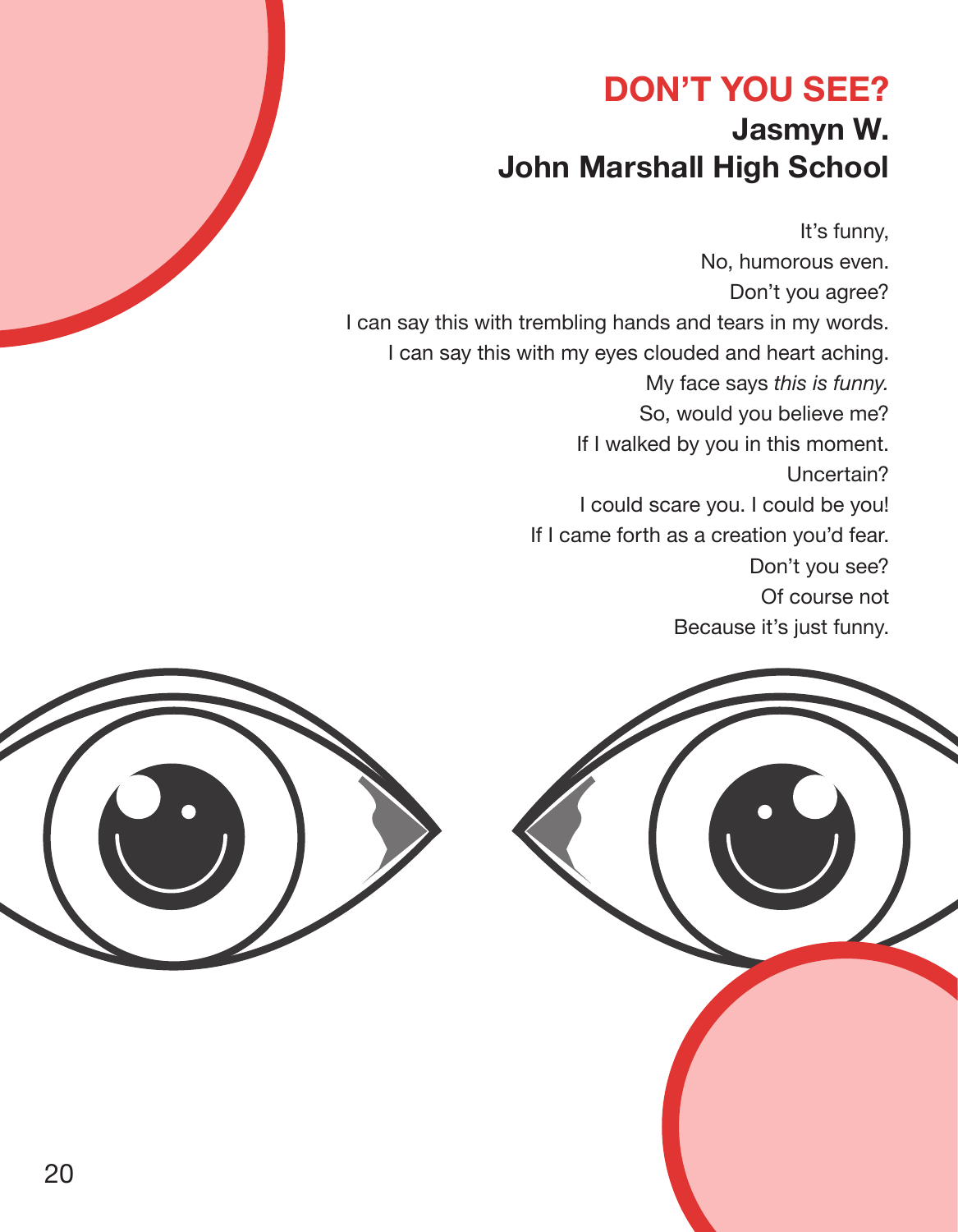# DON'T YOU SEE?

## Jasmyn W.
## John Marshall High School

It's funny,  
No, humorous even.  
Don't you agree?  
I can say this with trembling hands and tears in my words.  
I can say this with my eyes clouded and heart aching.  
My face says *this is funny.*  
So, would you believe me?  
If I walked by you in this moment.  
Uncertain?  
I could scare you. I could be you!  
If I came forth as a creation you'd fear.  
Don't you see?  
Of course not  
Because it's just funny.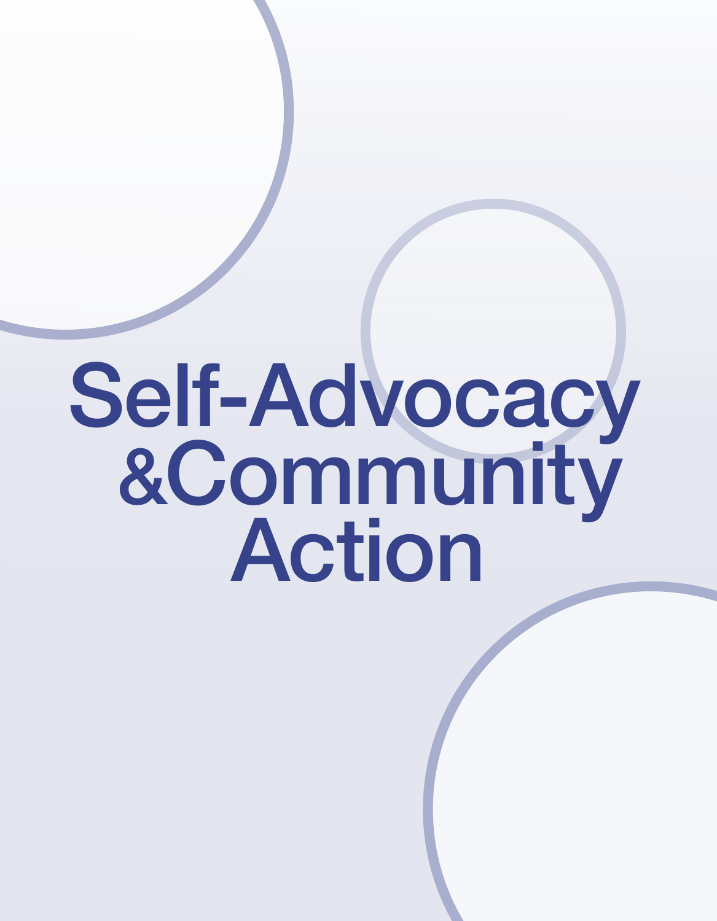# Self-Advocacy &Community Action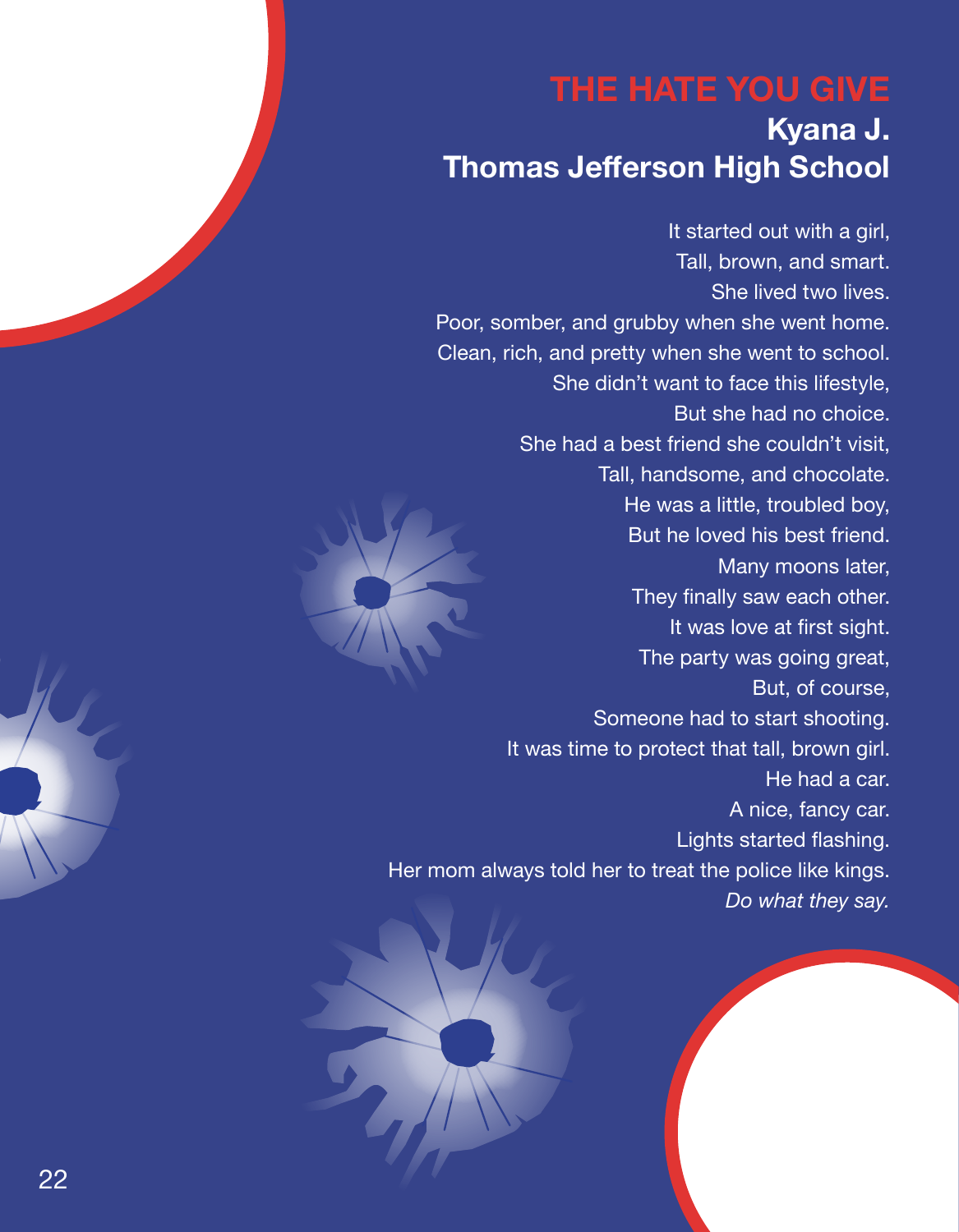# THE HATE YOU GIVE

**Kyana J.**
**Thomas Jefferson High School**

It started out with a girl,
Tall, brown, and smart.
She lived two lives.
Poor, somber, and grubby when she went home.
Clean, rich, and pretty when she went to school.
She didn't want to face this lifestyle,
But she had no choice.
She had a best friend she couldn't visit,
Tall, handsome, and chocolate.
He was a little, troubled boy,
But he loved his best friend.
Many moons later,
They finally saw each other.
It was love at first sight.
The party was going great,
But, of course,
Someone had to start shooting.
It was time to protect that tall, brown girl.
He had a car.
A nice, fancy car.
Lights started flashing.
Her mom always told her to treat the police like kings.
*Do what they say.*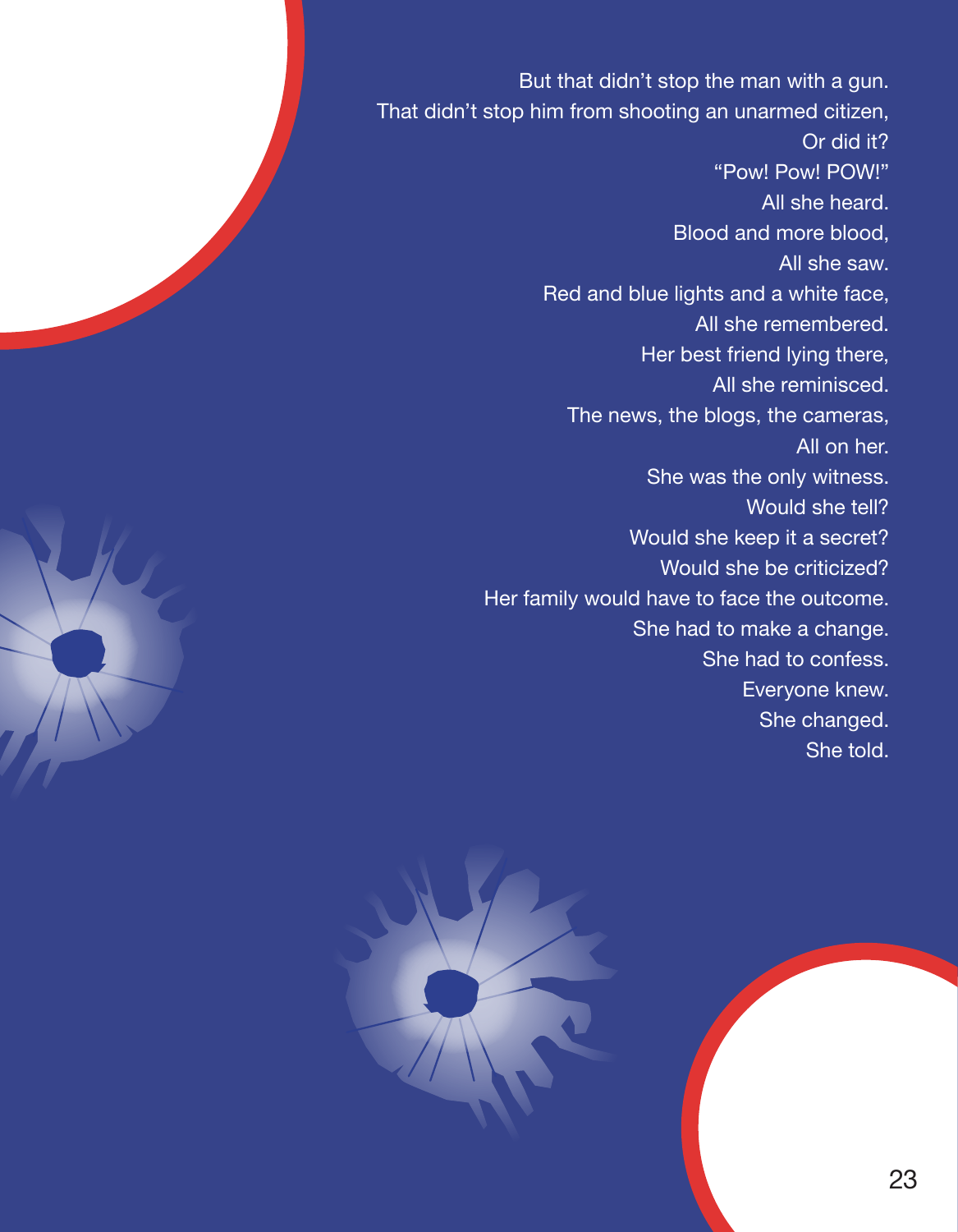But that didn't stop the man with a gun.
That didn't stop him from shooting an unarmed citizen,
Or did it?
"Pow! Pow! POW!"
All she heard.
Blood and more blood,
All she saw.
Red and blue lights and a white face,
All she remembered.
Her best friend lying there,
All she reminisced.
The news, the blogs, the cameras,
All on her.
She was the only witness.
Would she tell?
Would she keep it a secret?
Would she be criticized?
Her family would have to face the outcome.
She had to make a change.
She had to confess.
Everyone knew.
She changed.
She told.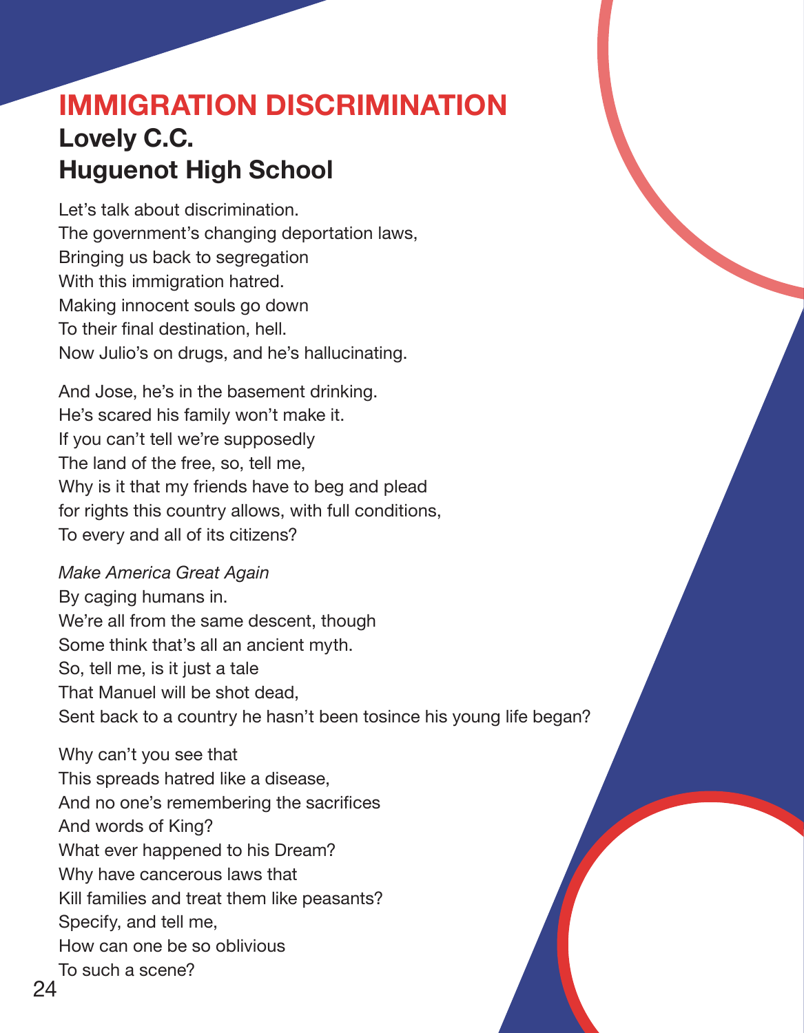# IMMIGRATION DISCRIMINATION

## Lovely C.C.
## Huguenot High School

Let's talk about discrimination.
The government's changing deportation laws,
Bringing us back to segregation
With this immigration hatred.
Making innocent souls go down
To their final destination, hell.
Now Julio's on drugs, and he's hallucinating.

And Jose, he's in the basement drinking.
He's scared his family won't make it.
If you can't tell we're supposedly
The land of the free, so, tell me,
Why is it that my friends have to beg and plead
for rights this country allows, with full conditions,
To every and all of its citizens?

*Make America Great Again*
By caging humans in.
We're all from the same descent, though
Some think that's all an ancient myth.
So, tell me, is it just a tale
That Manuel will be shot dead,
Sent back to a country he hasn't been tosince his young life began?

Why can't you see that
This spreads hatred like a disease,
And no one's remembering the sacrifices
And words of King?
What ever happened to his Dream?
Why have cancerous laws that
Kill families and treat them like peasants?
Specify, and tell me,
How can one be so oblivious
To such a scene?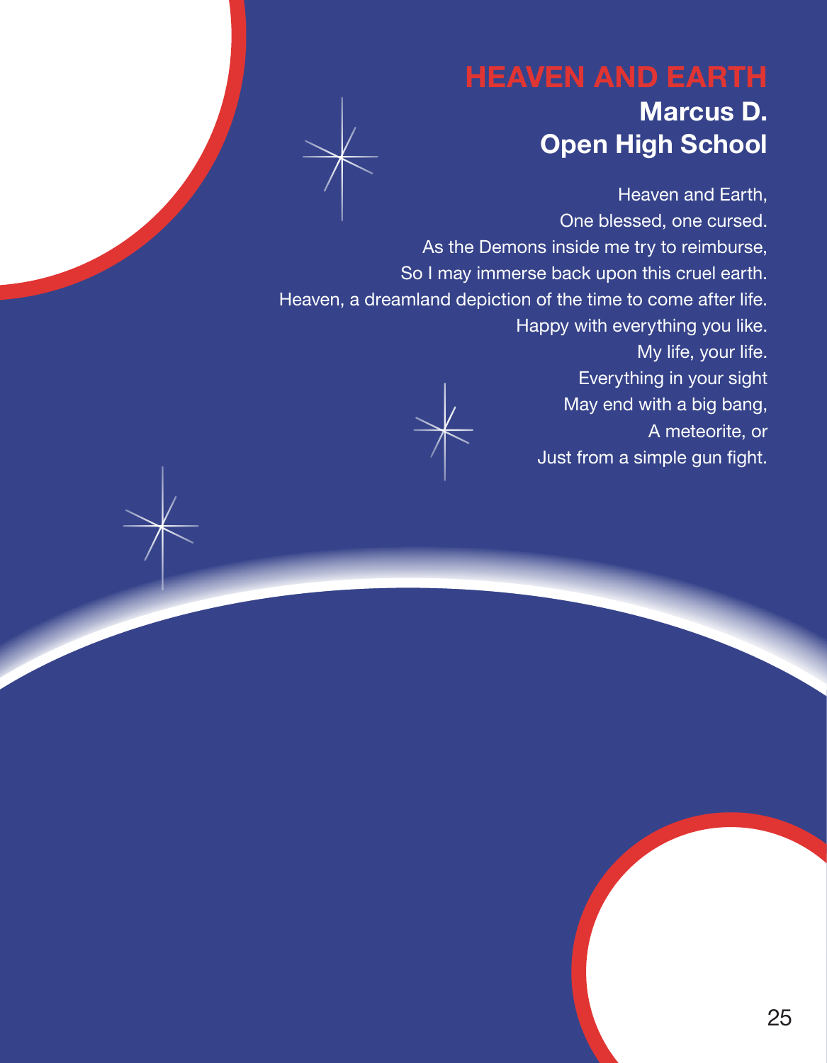# HEAVEN AND EARTH

**Marcus D.**
**Open High School**

Heaven and Earth,
One blessed, one cursed.
As the Demons inside me try to reimburse,
So I may immerse back upon this cruel earth.
Heaven, a dreamland depiction of the time to come after life.
Happy with everything you like.
My life, your life.
Everything in your sight
May end with a big bang,
A meteorite, or
Just from a simple gun fight.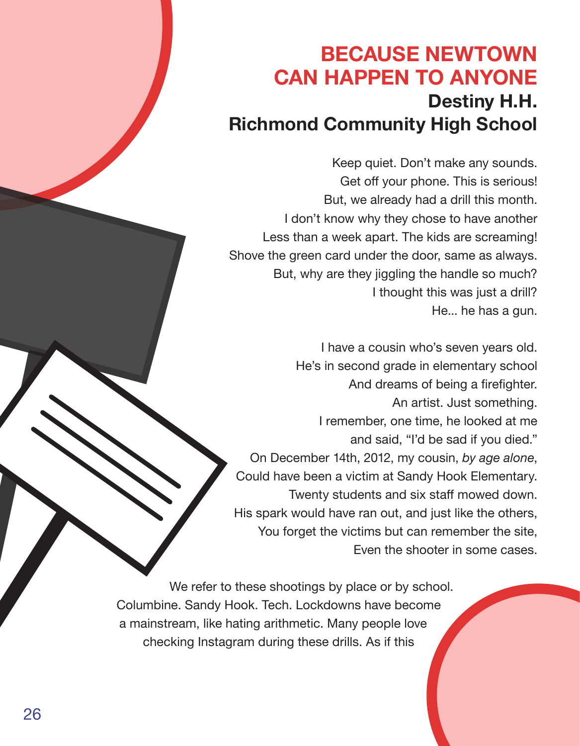# BECAUSE NEWTOWN CAN HAPPEN TO ANYONE

## Destiny H.H.
## Richmond Community High School

Keep quiet. Don't make any sounds.
Get off your phone. This is serious!
But, we already had a drill this month.
I don't know why they chose to have another
Less than a week apart. The kids are screaming!
Shove the green card under the door, same as always.
But, why are they jiggling the handle so much?
I thought this was just a drill?
He... he has a gun.

I have a cousin who's seven years old.
He's in second grade in elementary school
And dreams of being a firefighter.
An artist. Just something.
I remember, one time, he looked at me
and said, "I'd be sad if you died."
On December 14th, 2012, my cousin, *by age alone*,
Could have been a victim at Sandy Hook Elementary.
Twenty students and six staff mowed down.
His spark would have ran out, and just like the others,
You forget the victims but can remember the site,
Even the shooter in some cases.

We refer to these shootings by place or by school.
Columbine. Sandy Hook. Tech. Lockdowns have become
a mainstream, like hating arithmetic. Many people love
checking Instagram during these drills. As if this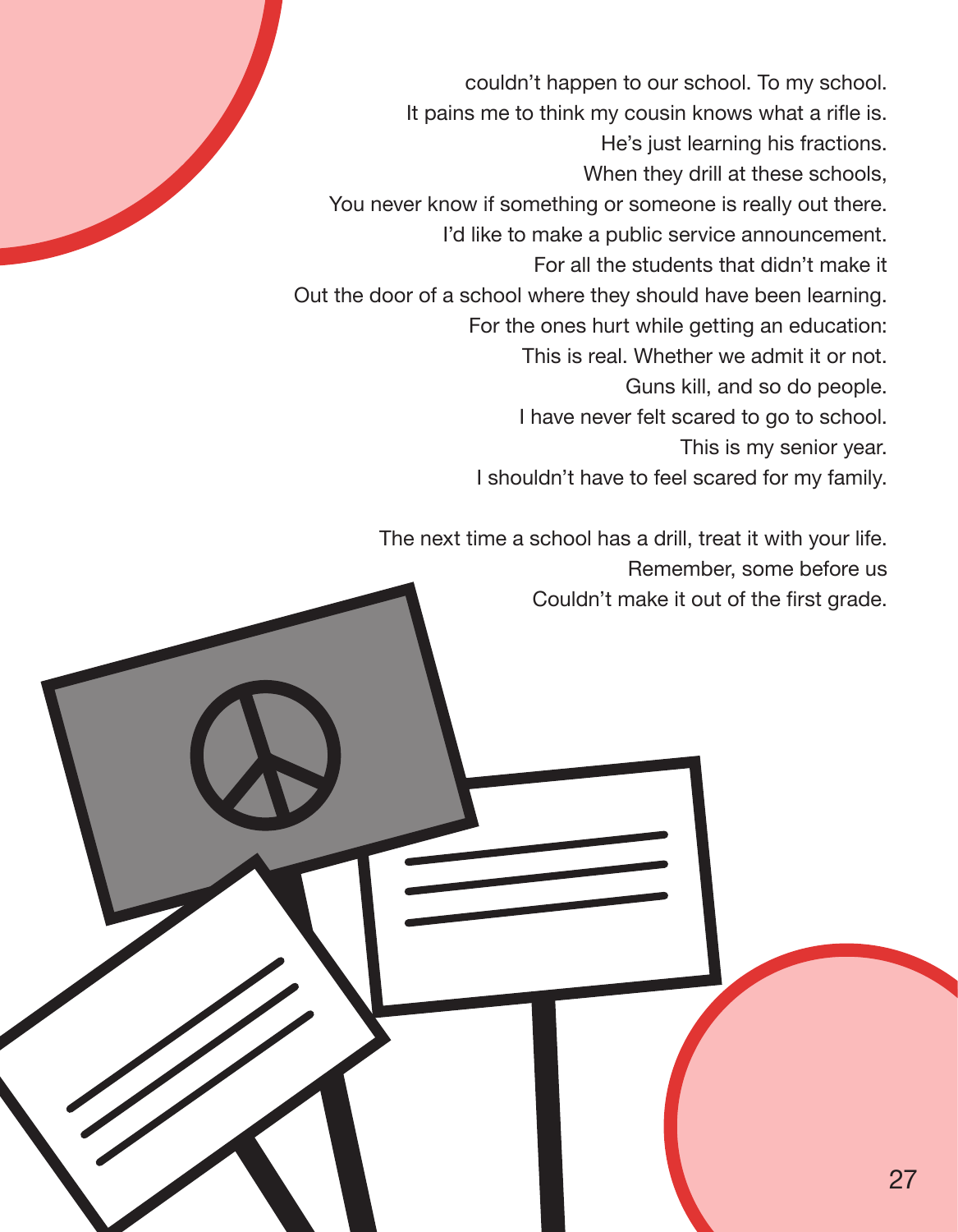couldn't happen to our school. To my school.
It pains me to think my cousin knows what a rifle is.
He's just learning his fractions.
When they drill at these schools,
You never know if something or someone is really out there.
I'd like to make a public service announcement.
For all the students that didn't make it
Out the door of a school where they should have been learning.
For the ones hurt while getting an education:
This is real. Whether we admit it or not.
Guns kill, and so do people.
I have never felt scared to go to school.
This is my senior year.
I shouldn't have to feel scared for my family.

The next time a school has a drill, treat it with your life.
Remember, some before us
Couldn't make it out of the first grade.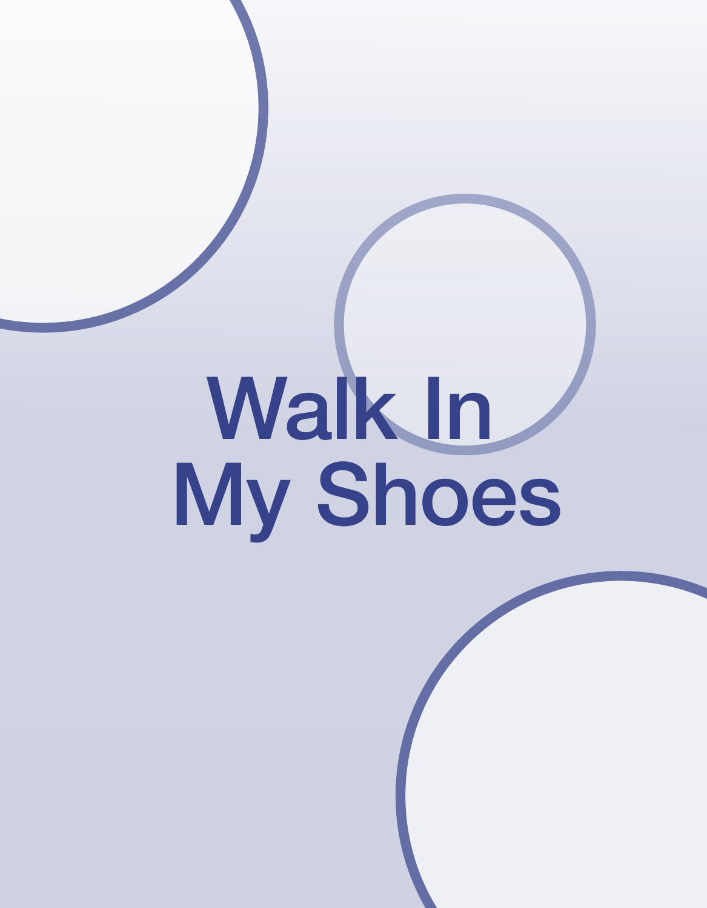# Walk In My Shoes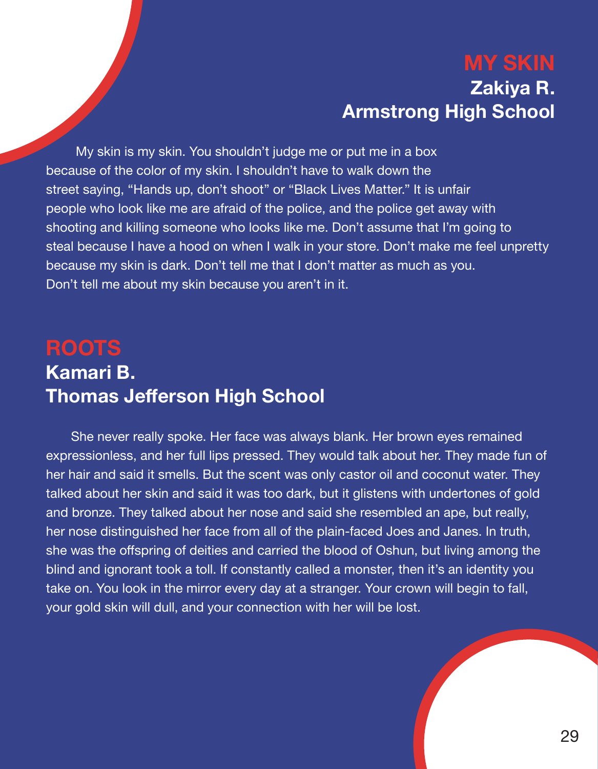## MY SKIN

**Zakiya R.**
**Armstrong High School**

My skin is my skin. You shouldn't judge me or put me in a box because of the color of my skin. I shouldn't have to walk down the street saying, "Hands up, don't shoot" or "Black Lives Matter." It is unfair people who look like me are afraid of the police, and the police get away with shooting and killing someone who looks like me. Don't assume that I'm going to steal because I have a hood on when I walk in your store. Don't make me feel unpretty because my skin is dark. Don't tell me that I don't matter as much as you. Don't tell me about my skin because you aren't in it.

## ROOTS

**Kamari B.**
**Thomas Jefferson High School**

She never really spoke. Her face was always blank. Her brown eyes remained expressionless, and her full lips pressed. They would talk about her. They made fun of her hair and said it smells. But the scent was only castor oil and coconut water. They talked about her skin and said it was too dark, but it glistens with undertones of gold and bronze. They talked about her nose and said she resembled an ape, but really, her nose distinguished her face from all of the plain-faced Joes and Janes. In truth, she was the offspring of deities and carried the blood of Oshun, but living among the blind and ignorant took a toll. If constantly called a monster, then it's an identity you take on. You look in the mirror every day at a stranger. Your crown will begin to fall, your gold skin will dull, and your connection with her will be lost.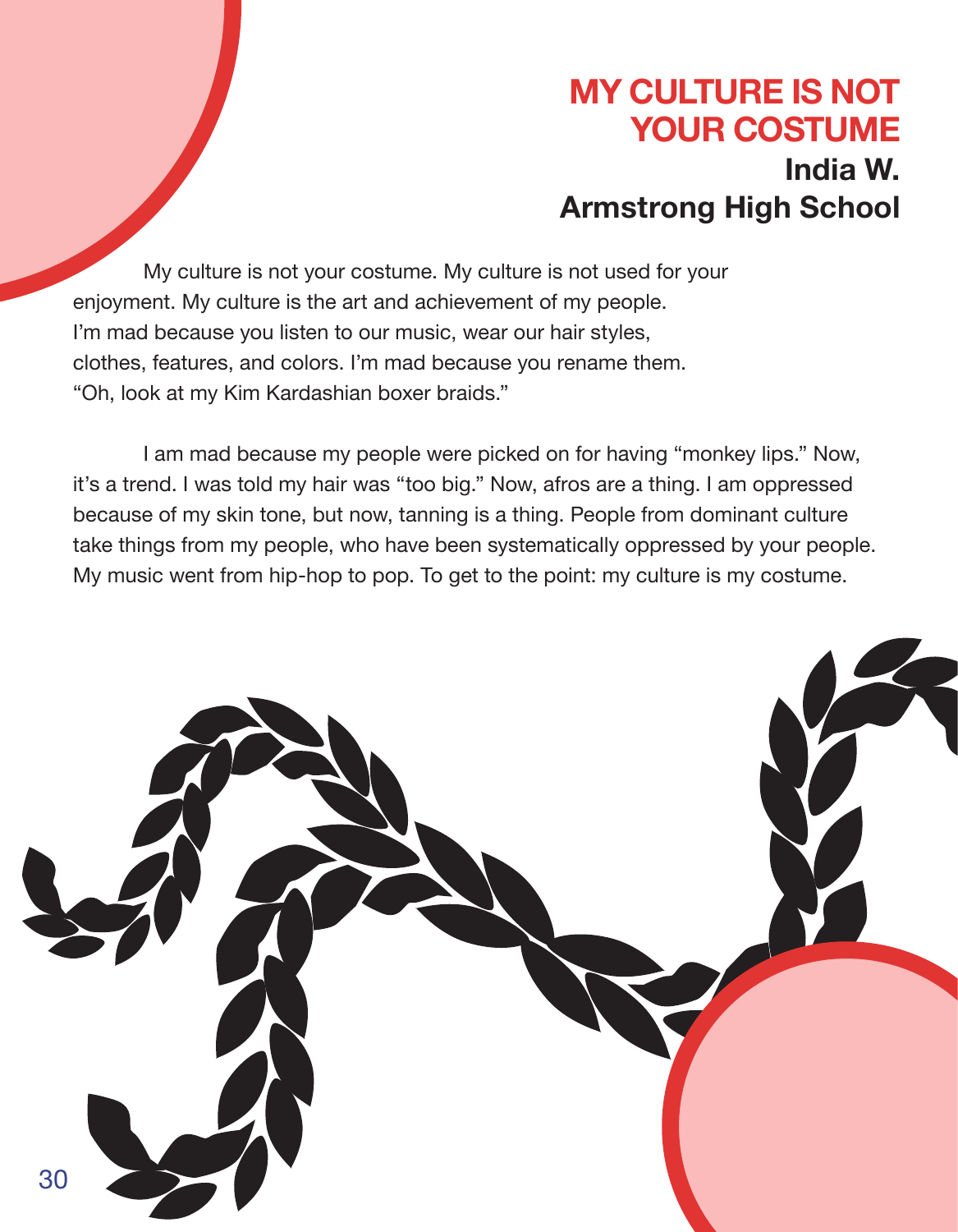# MY CULTURE IS NOT YOUR COSTUME

**India W.**
**Armstrong High School**

My culture is not your costume. My culture is not used for your enjoyment. My culture is the art and achievement of my people. I'm mad because you listen to our music, wear our hair styles, clothes, features, and colors. I'm mad because you rename them. "Oh, look at my Kim Kardashian boxer braids."

I am mad because my people were picked on for having "monkey lips." Now, it's a trend. I was told my hair was "too big." Now, afros are a thing. I am oppressed because of my skin tone, but now, tanning is a thing. People from dominant culture take things from my people, who have been systematically oppressed by your people. My music went from hip-hop to pop. To get to the point: my culture is my costume.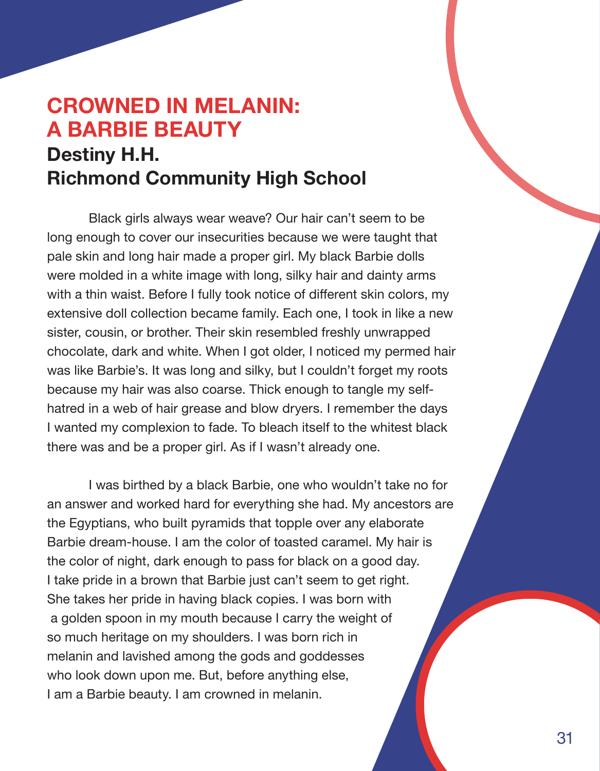# CROWNED IN MELANIN: A BARBIE BEAUTY

## Destiny H.H.
## Richmond Community High School

Black girls always wear weave? Our hair can't seem to be long enough to cover our insecurities because we were taught that pale skin and long hair made a proper girl. My black Barbie dolls were molded in a white image with long, silky hair and dainty arms with a thin waist. Before I fully took notice of different skin colors, my extensive doll collection became family. Each one, I took in like a new sister, cousin, or brother. Their skin resembled freshly unwrapped chocolate, dark and white. When I got older, I noticed my permed hair was like Barbie's. It was long and silky, but I couldn't forget my roots because my hair was also coarse. Thick enough to tangle my self-hatred in a web of hair grease and blow dryers. I remember the days I wanted my complexion to fade. To bleach itself to the whitest black there was and be a proper girl. As if I wasn't already one.

I was birthed by a black Barbie, one who wouldn't take no for an answer and worked hard for everything she had. My ancestors are the Egyptians, who built pyramids that topple over any elaborate Barbie dream-house. I am the color of toasted caramel. My hair is the color of night, dark enough to pass for black on a good day. I take pride in a brown that Barbie just can't seem to get right. She takes her pride in having black copies. I was born with a golden spoon in my mouth because I carry the weight of so much heritage on my shoulders. I was born rich in melanin and lavished among the gods and goddesses who look down upon me. But, before anything else, I am a Barbie beauty. I am crowned in melanin.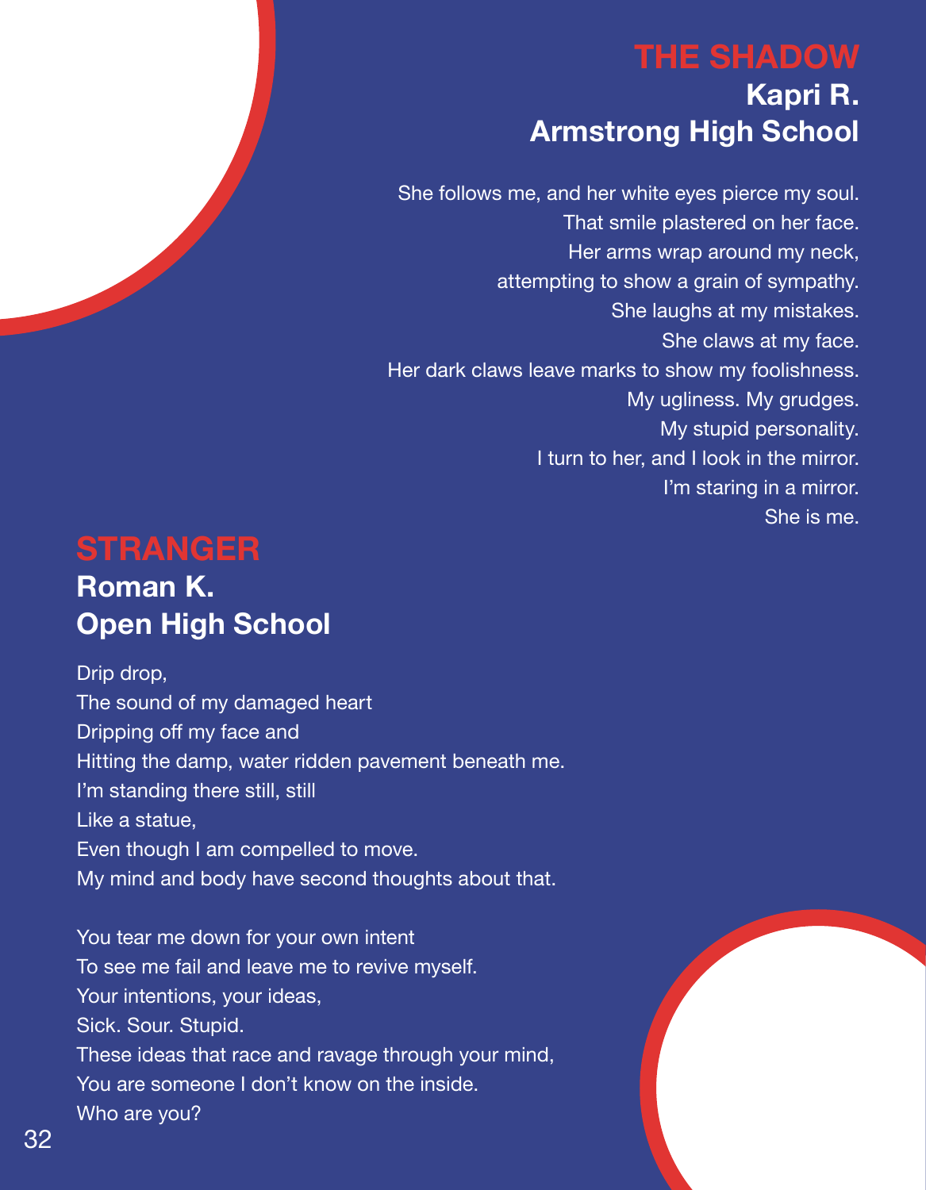## THE SHADOW

### Kapri R.
### Armstrong High School

She follows me, and her white eyes pierce my soul.
That smile plastered on her face.
Her arms wrap around my neck,
attempting to show a grain of sympathy.
She laughs at my mistakes.
She claws at my face.
Her dark claws leave marks to show my foolishness.
My ugliness. My grudges.
My stupid personality.
I turn to her, and I look in the mirror.
I'm staring in a mirror.
She is me.

## STRANGER

### Roman K.
### Open High School

Drip drop,
The sound of my damaged heart
Dripping off my face and
Hitting the damp, water ridden pavement beneath me.
I'm standing there still, still
Like a statue,
Even though I am compelled to move.
My mind and body have second thoughts about that.

You tear me down for your own intent
To see me fail and leave me to revive myself.
Your intentions, your ideas,
Sick. Sour. Stupid.
These ideas that race and ravage through your mind,
You are someone I don't know on the inside.
Who are you?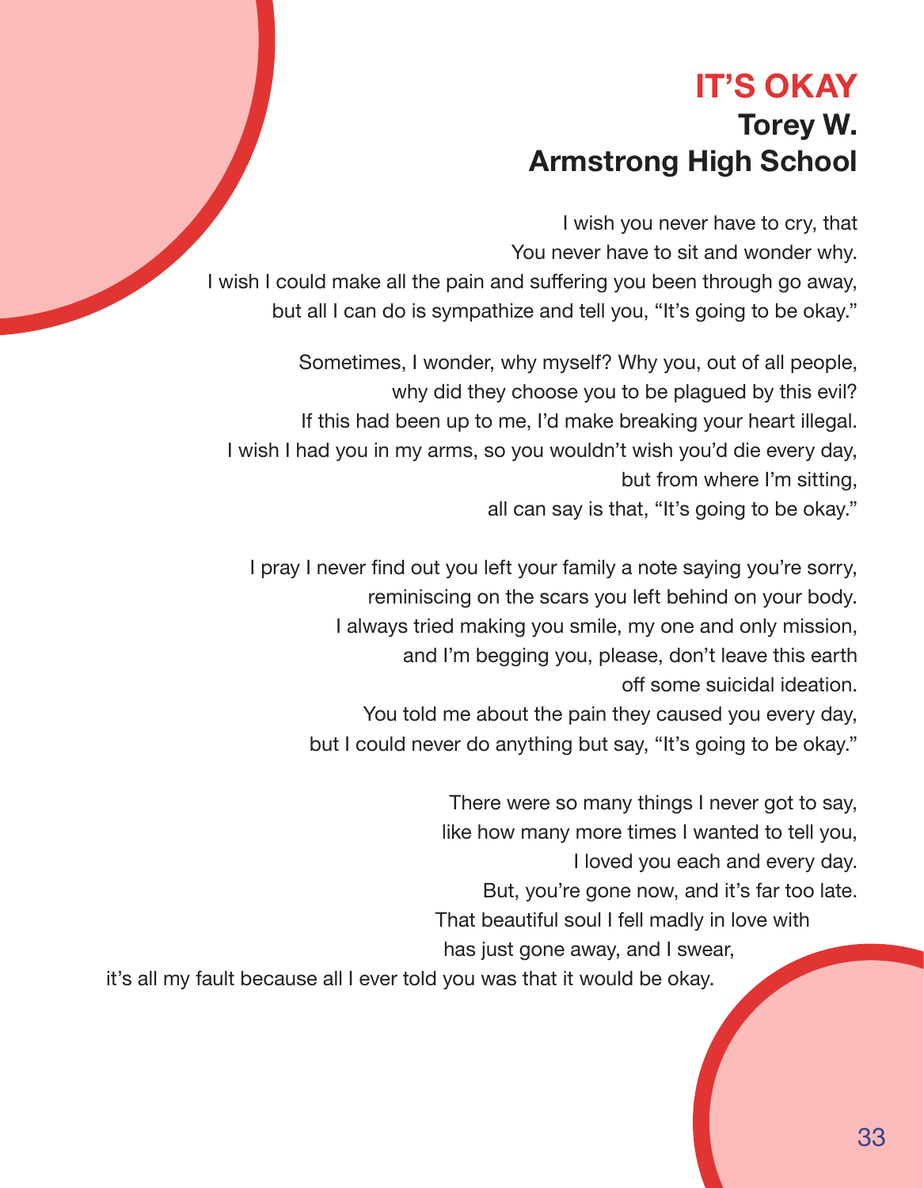# IT'S OKAY

## Torey W.
## Armstrong High School

I wish you never have to cry, that
You never have to sit and wonder why.
I wish I could make all the pain and suffering you been through go away,
but all I can do is sympathize and tell you, "It's going to be okay."

Sometimes, I wonder, why myself? Why you, out of all people,
why did they choose you to be plagued by this evil?
If this had been up to me, I'd make breaking your heart illegal.
I wish I had you in my arms, so you wouldn't wish you'd die every day,
but from where I'm sitting,
all can say is that, "It's going to be okay."

I pray I never find out you left your family a note saying you're sorry,
reminiscing on the scars you left behind on your body.
I always tried making you smile, my one and only mission,
and I'm begging you, please, don't leave this earth
off some suicidal ideation.
You told me about the pain they caused you every day,
but I could never do anything but say, "It's going to be okay."

There were so many things I never got to say,
like how many more times I wanted to tell you,
I loved you each and every day.
But, you're gone now, and it's far too late.
That beautiful soul I fell madly in love with
has just gone away, and I swear,
it's all my fault because all I ever told you was that it would be okay.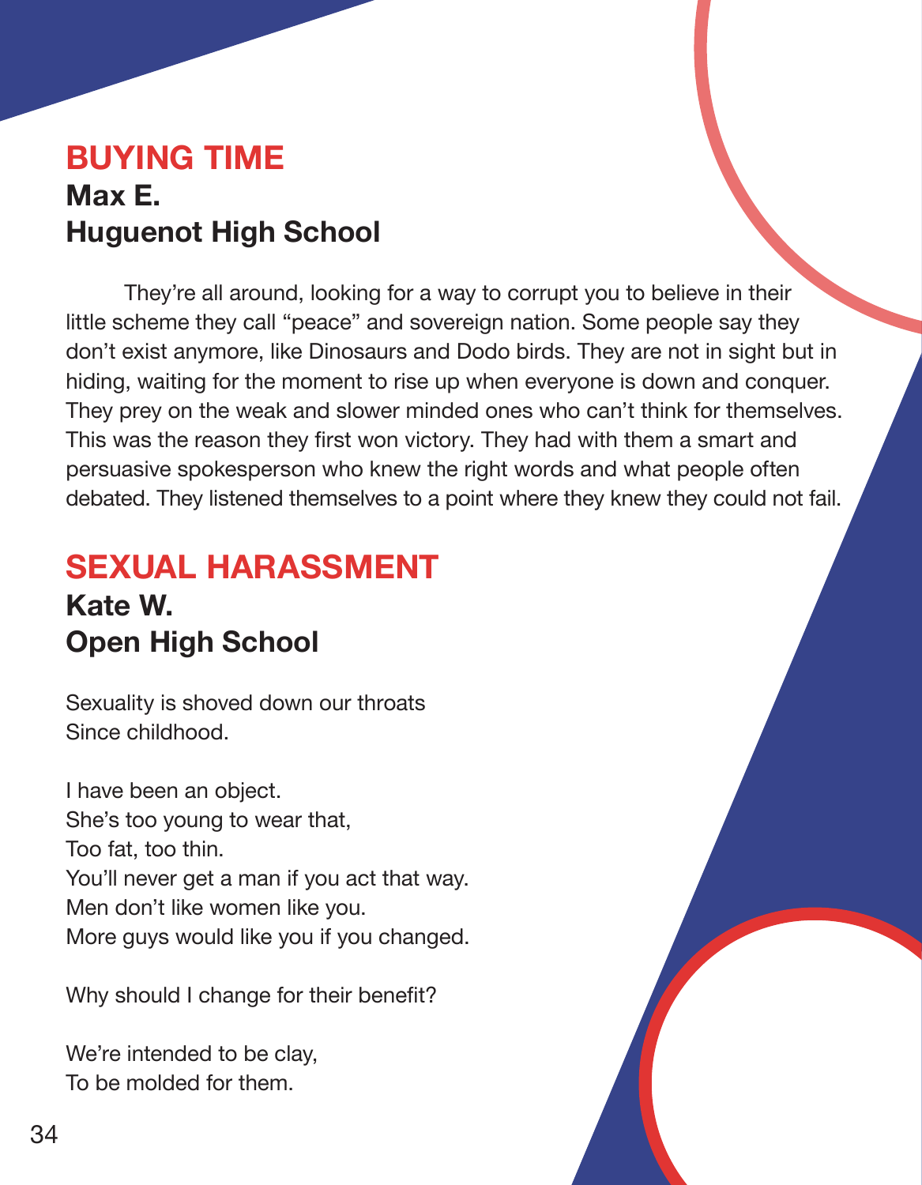## BUYING TIME

### Max E.
### Huguenot High School

They're all around, looking for a way to corrupt you to believe in their little scheme they call "peace" and sovereign nation. Some people say they don't exist anymore, like Dinosaurs and Dodo birds. They are not in sight but in hiding, waiting for the moment to rise up when everyone is down and conquer. They prey on the weak and slower minded ones who can't think for themselves. This was the reason they first won victory. They had with them a smart and persuasive spokesperson who knew the right words and what people often debated. They listened themselves to a point where they knew they could not fail.

## SEXUAL HARASSMENT

### Kate W.
### Open High School

Sexuality is shoved down our throats  
Since childhood.

I have been an object.  
She's too young to wear that,  
Too fat, too thin.  
You'll never get a man if you act that way.  
Men don't like women like you.  
More guys would like you if you changed.

Why should I change for their benefit?

We're intended to be clay,  
To be molded for them.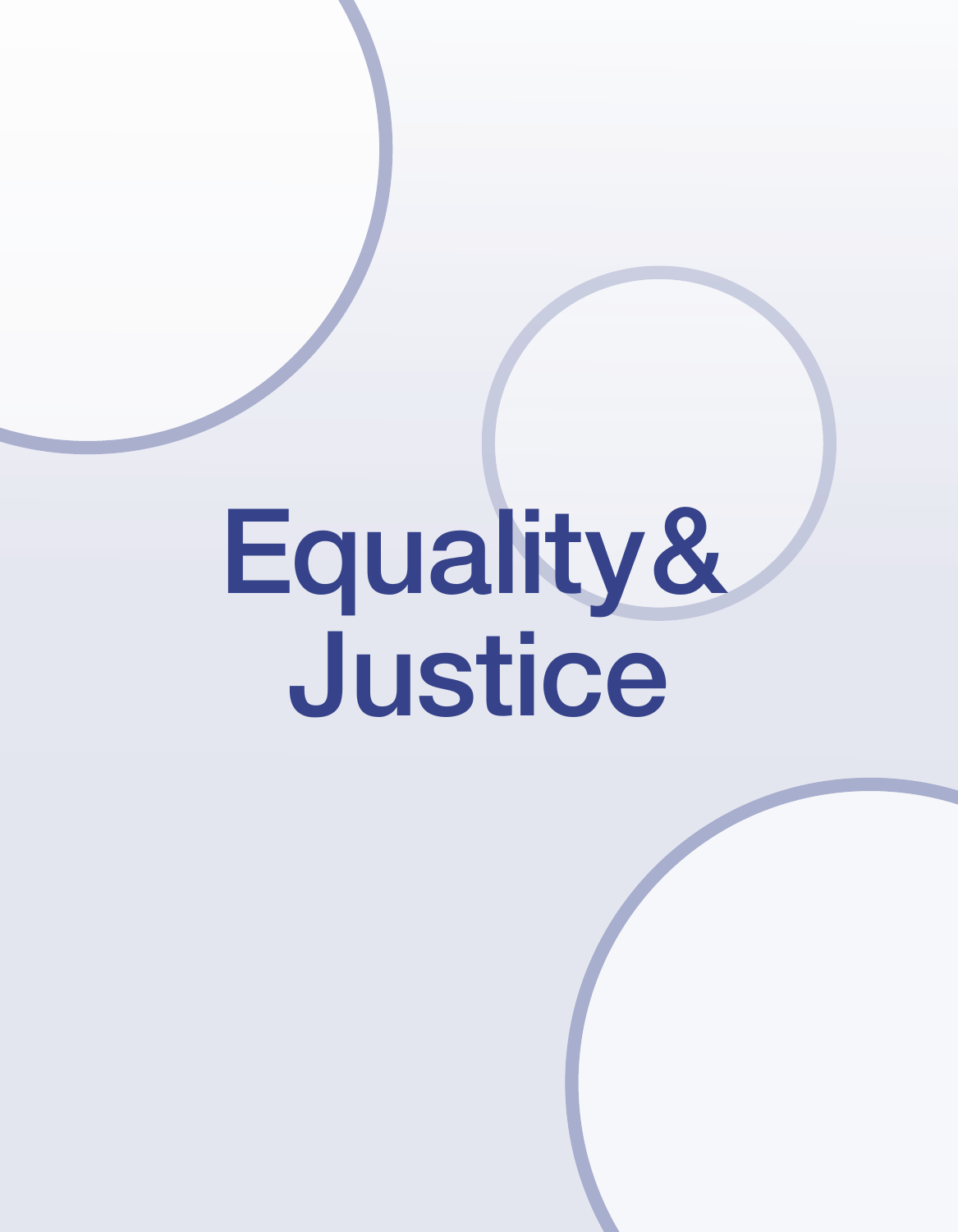# Equality & Justice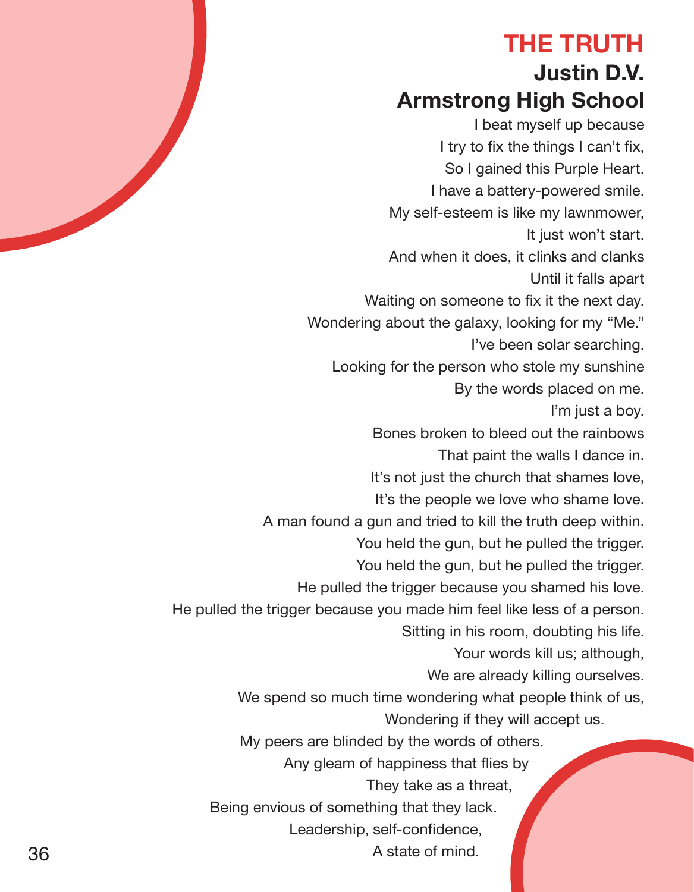# THE TRUTH

## Justin D.V.
## Armstrong High School

I beat myself up because
I try to fix the things I can't fix,
So I gained this Purple Heart.
I have a battery-powered smile.
My self-esteem is like my lawnmower,
It just won't start.
And when it does, it clinks and clanks
Until it falls apart
Waiting on someone to fix it the next day.
Wondering about the galaxy, looking for my "Me."
I've been solar searching.
Looking for the person who stole my sunshine
By the words placed on me.
I'm just a boy.
Bones broken to bleed out the rainbows
That paint the walls I dance in.
It's not just the church that shames love,
It's the people we love who shame love.
A man found a gun and tried to kill the truth deep within.
You held the gun, but he pulled the trigger.
You held the gun, but he pulled the trigger.
He pulled the trigger because you shamed his love.
He pulled the trigger because you made him feel like less of a person.
Sitting in his room, doubting his life.
Your words kill us; although,
We are already killing ourselves.
We spend so much time wondering what people think of us,
Wondering if they will accept us.
My peers are blinded by the words of others.
Any gleam of happiness that flies by
They take as a threat,
Being envious of something that they lack.
Leadership, self-confidence,
A state of mind.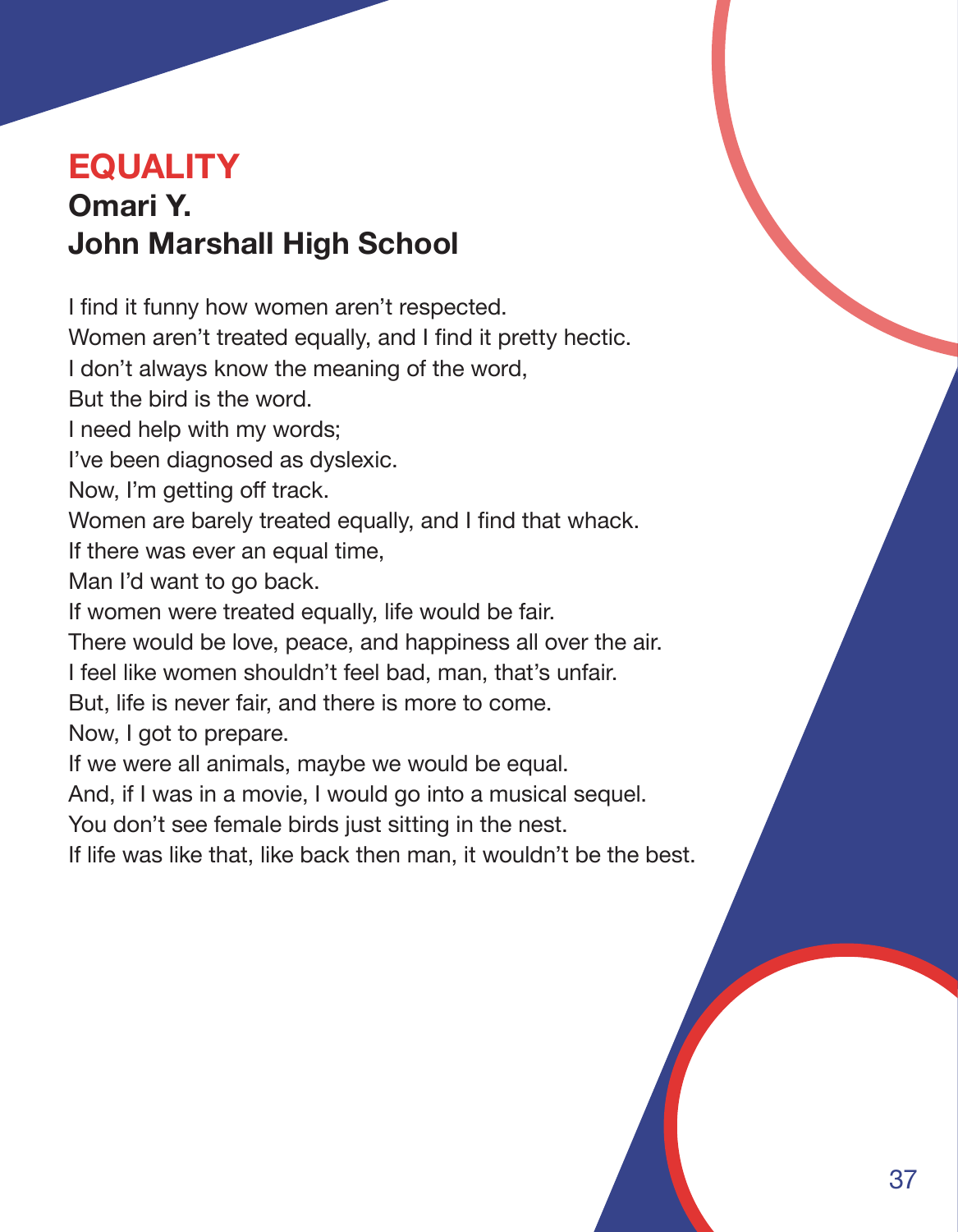# EQUALITY

## Omari Y.
## John Marshall High School

I find it funny how women aren't respected.  
Women aren't treated equally, and I find it pretty hectic.  
I don't always know the meaning of the word,  
But the bird is the word.  
I need help with my words;  
I've been diagnosed as dyslexic.  
Now, I'm getting off track.  
Women are barely treated equally, and I find that whack.  
If there was ever an equal time,  
Man I'd want to go back.  
If women were treated equally, life would be fair.  
There would be love, peace, and happiness all over the air.  
I feel like women shouldn't feel bad, man, that's unfair.  
But, life is never fair, and there is more to come.  
Now, I got to prepare.  
If we were all animals, maybe we would be equal.  
And, if I was in a movie, I would go into a musical sequel.  
You don't see female birds just sitting in the nest.  
If life was like that, like back then man, it wouldn't be the best.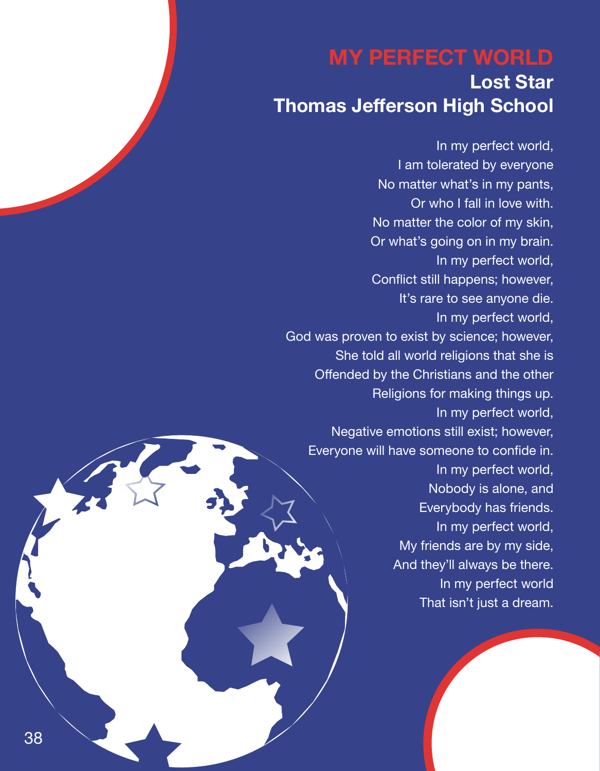# MY PERFECT WORLD

## Lost Star
## Thomas Jefferson High School

In my perfect world,
I am tolerated by everyone
No matter what's in my pants,
Or who I fall in love with.
No matter the color of my skin,
Or what's going on in my brain.
In my perfect world,
Conflict still happens; however,
It's rare to see anyone die.
In my perfect world,
God was proven to exist by science; however,
She told all world religions that she is
Offended by the Christians and the other
Religions for making things up.
In my perfect world,
Negative emotions still exist; however,
Everyone will have someone to confide in.
In my perfect world,
Nobody is alone, and
Everybody has friends.
In my perfect world,
My friends are by my side,
And they'll always be there.
In my perfect world
That isn't just a dream.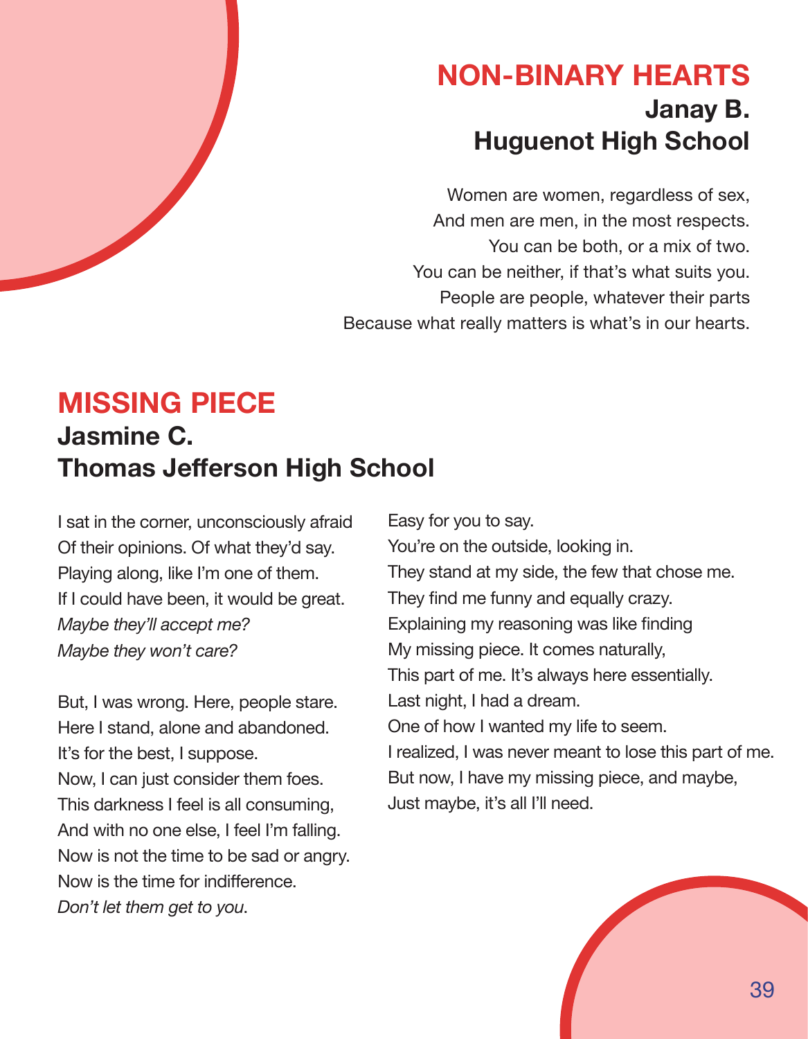## NON-BINARY HEARTS

### Janay B.
### Huguenot High School

Women are women, regardless of sex,  
And men are men, in the most respects.  
You can be both, or a mix of two.  
You can be neither, if that's what suits you.  
People are people, whatever their parts  
Because what really matters is what's in our hearts.

## MISSING PIECE

### Jasmine C.
### Thomas Jefferson High School

I sat in the corner, unconsciously afraid  
Of their opinions. Of what they'd say.  
Playing along, like I'm one of them.  
If I could have been, it would be great.  
*Maybe they'll accept me?*  
*Maybe they won't care?*

But, I was wrong. Here, people stare.  
Here I stand, alone and abandoned.  
It's for the best, I suppose.  
Now, I can just consider them foes.  
This darkness I feel is all consuming,  
And with no one else, I feel I'm falling.  
Now is not the time to be sad or angry.  
Now is the time for indifference.  
*Don't let them get to you*.

Easy for you to say.  
You're on the outside, looking in.  
They stand at my side, the few that chose me.  
They find me funny and equally crazy.  
Explaining my reasoning was like finding  
My missing piece. It comes naturally,  
This part of me. It's always here essentially.  
Last night, I had a dream.  
One of how I wanted my life to seem.  
I realized, I was never meant to lose this part of me.  
But now, I have my missing piece, and maybe,  
Just maybe, it's all I'll need.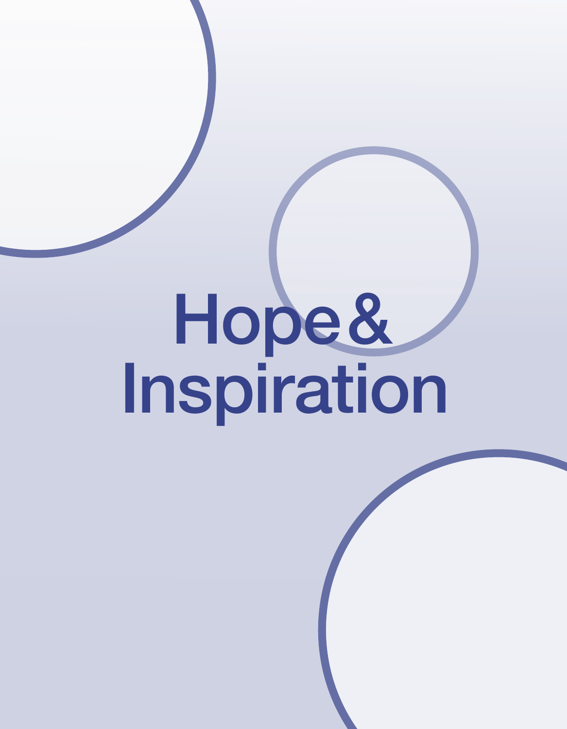# Hope & Inspiration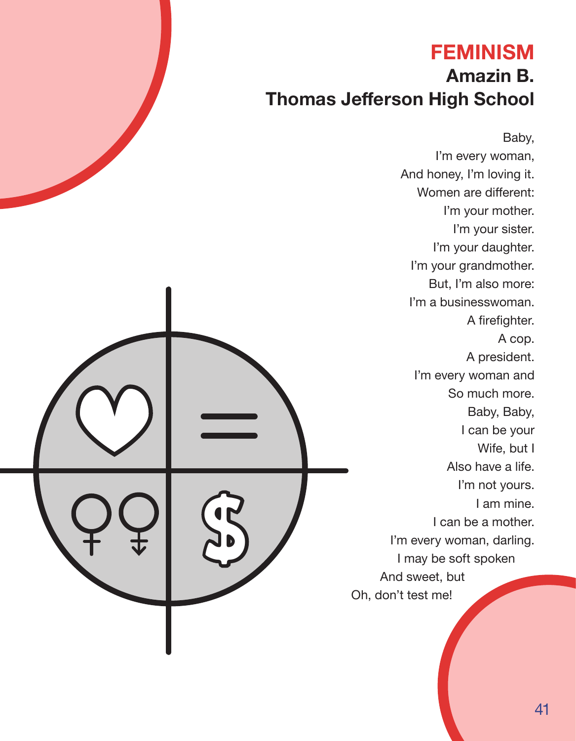# FEMINISM

## Amazin B.
## Thomas Jefferson High School

Baby,  
I'm every woman,  
And honey, I'm loving it.  
Women are different:  
I'm your mother.  
I'm your sister.  
I'm your daughter.  
I'm your grandmother.  
But, I'm also more:  
I'm a businesswoman.  
A firefighter.  
A cop.  
A president.  
I'm every woman and  
So much more.  
Baby, Baby,  
I can be your  
Wife, but I  
Also have a life.  
I'm not yours.  
I am mine.  
I can be a mother.  
I'm every woman, darling.  
I may be soft spoken  
And sweet, but  
Oh, don't test me!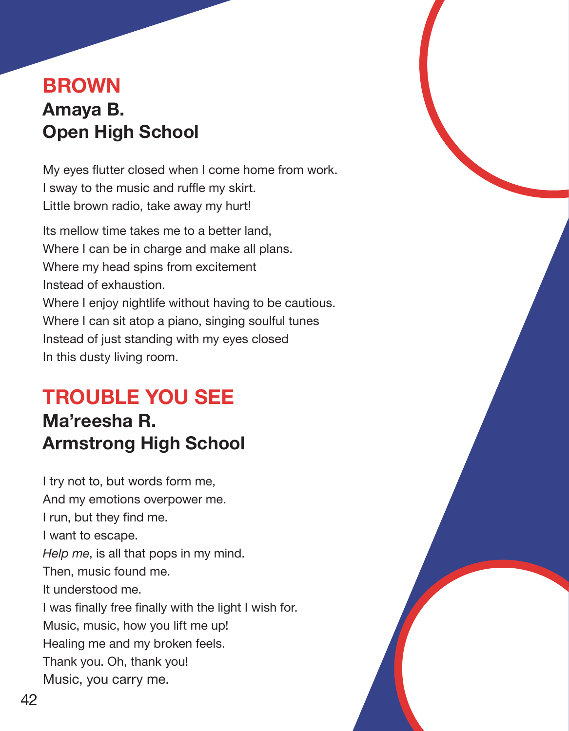## BROWN

### Amaya B.
### Open High School

My eyes flutter closed when I come home from work.
I sway to the music and ruffle my skirt.
Little brown radio, take away my hurt!

Its mellow time takes me to a better land,
Where I can be in charge and make all plans.
Where my head spins from excitement
Instead of exhaustion.
Where I enjoy nightlife without having to be cautious.
Where I can sit atop a piano, singing soulful tunes
Instead of just standing with my eyes closed
In this dusty living room.

## TROUBLE YOU SEE

### Ma'reesha R.
### Armstrong High School

I try not to, but words form me,
And my emotions overpower me.
I run, but they find me.
I want to escape.
*Help me*, is all that pops in my mind.
Then, music found me.
It understood me.
I was finally free finally with the light I wish for.
Music, music, how you lift me up!
Healing me and my broken feels.
Thank you. Oh, thank you!
Music, you carry me.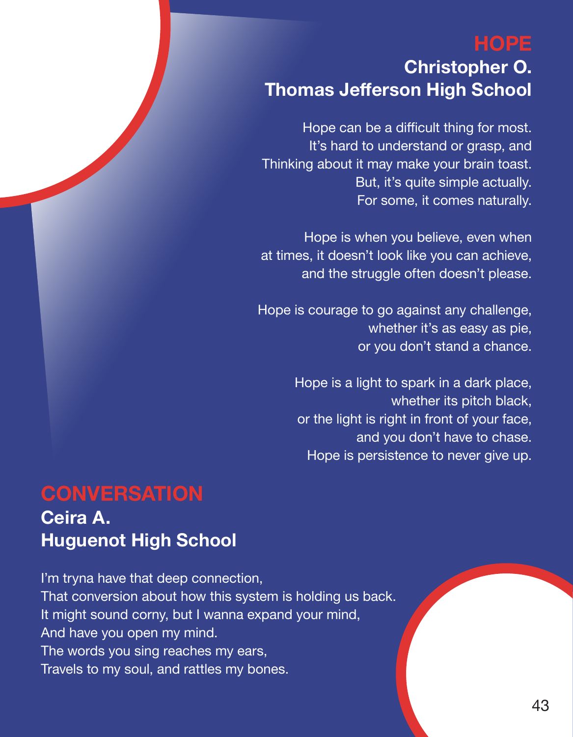## HOPE

### Christopher O.
### Thomas Jefferson High School

Hope can be a difficult thing for most.
It's hard to understand or grasp, and
Thinking about it may make your brain toast.
But, it's quite simple actually.
For some, it comes naturally.

Hope is when you believe, even when
at times, it doesn't look like you can achieve,
and the struggle often doesn't please.

Hope is courage to go against any challenge,
whether it's as easy as pie,
or you don't stand a chance.

Hope is a light to spark in a dark place,
whether its pitch black,
or the light is right in front of your face,
and you don't have to chase.
Hope is persistence to never give up.

## CONVERSATION

### Ceira A.
### Huguenot High School

I'm tryna have that deep connection,
That conversion about how this system is holding us back.
It might sound corny, but I wanna expand your mind,
And have you open my mind.
The words you sing reaches my ears,
Travels to my soul, and rattles my bones.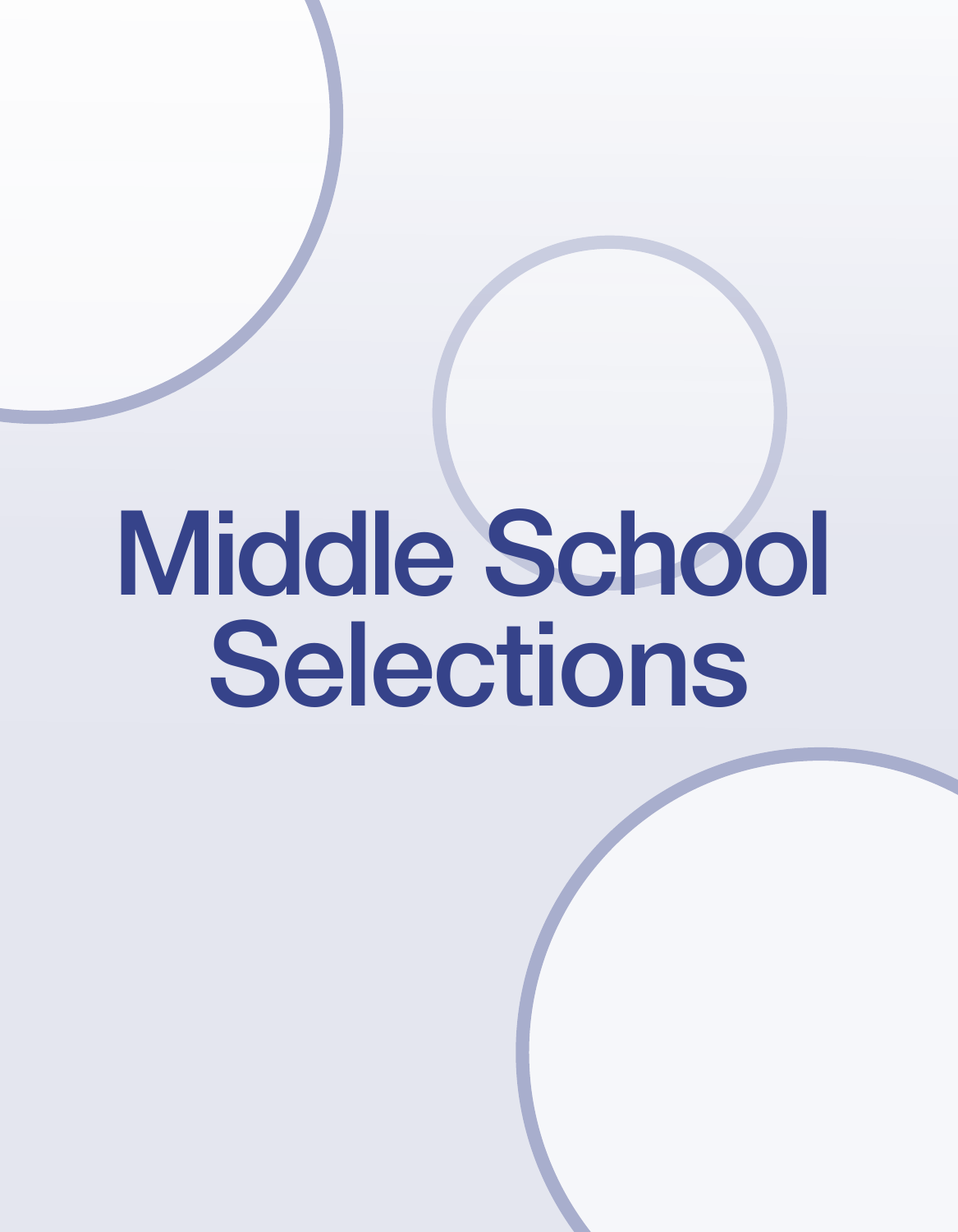# Middle School Selections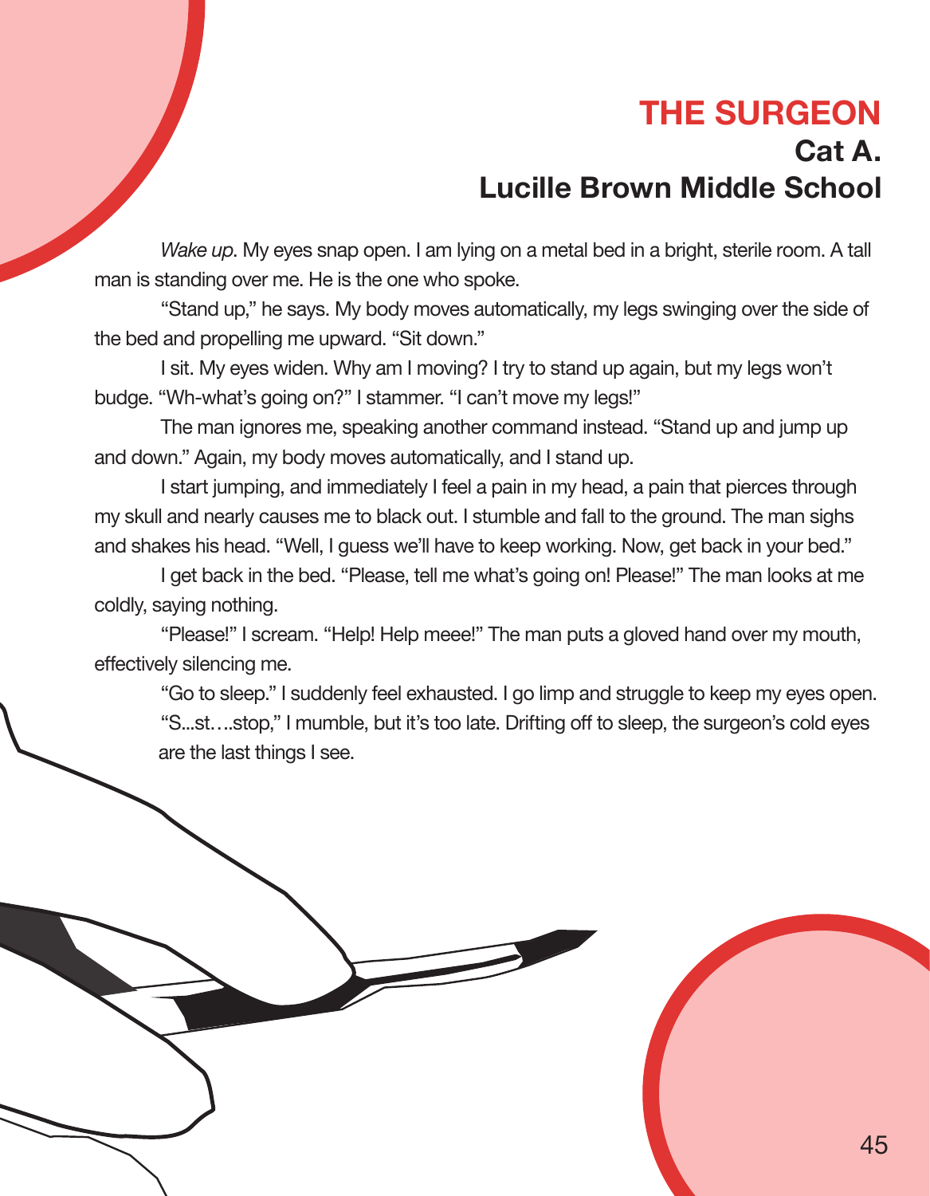# THE SURGEON

**Cat A.**

**Lucille Brown Middle School**

*Wake up*. My eyes snap open. I am lying on a metal bed in a bright, sterile room. A tall man is standing over me. He is the one who spoke.

"Stand up," he says. My body moves automatically, my legs swinging over the side of the bed and propelling me upward. "Sit down."

I sit. My eyes widen. Why am I moving? I try to stand up again, but my legs won't budge. "Wh-what's going on?" I stammer. "I can't move my legs!"

The man ignores me, speaking another command instead. "Stand up and jump up and down." Again, my body moves automatically, and I stand up.

I start jumping, and immediately I feel a pain in my head, a pain that pierces through my skull and nearly causes me to black out. I stumble and fall to the ground. The man sighs and shakes his head. "Well, I guess we'll have to keep working. Now, get back in your bed."

I get back in the bed. "Please, tell me what's going on! Please!" The man looks at me coldly, saying nothing.

"Please!" I scream. "Help! Help meee!" The man puts a gloved hand over my mouth, effectively silencing me.

"Go to sleep." I suddenly feel exhausted. I go limp and struggle to keep my eyes open.

"S...st….stop," I mumble, but it's too late. Drifting off to sleep, the surgeon's cold eyes are the last things I see.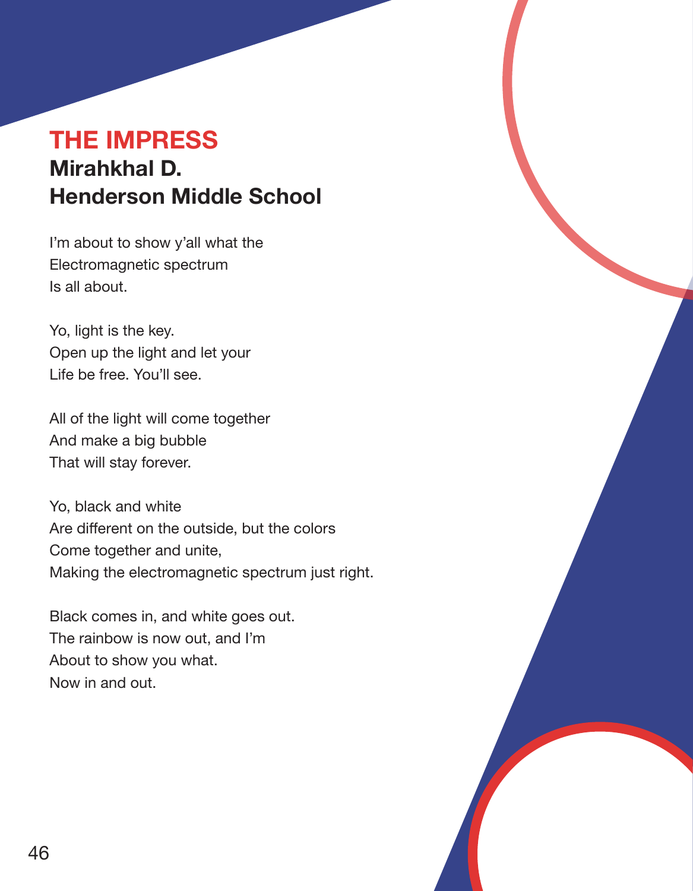# THE IMPRESS

## Mirahkhal D.
## Henderson Middle School

I'm about to show y'all what the
Electromagnetic spectrum
Is all about.

Yo, light is the key.
Open up the light and let your
Life be free. You'll see.

All of the light will come together
And make a big bubble
That will stay forever.

Yo, black and white
Are different on the outside, but the colors
Come together and unite,
Making the electromagnetic spectrum just right.

Black comes in, and white goes out.
The rainbow is now out, and I'm
About to show you what.
Now in and out.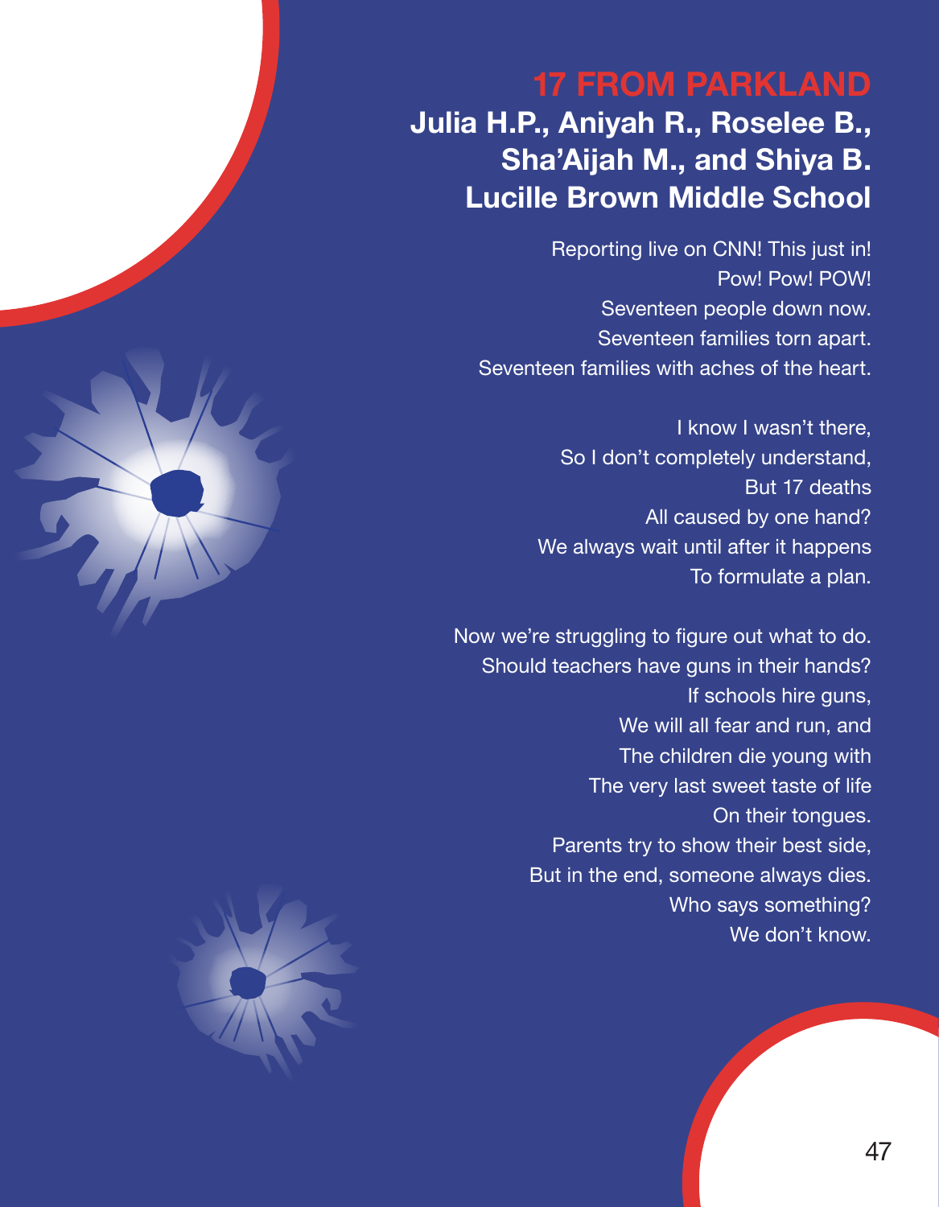# 17 FROM PARKLAND

**Julia H.P., Aniyah R., Roselee B., Sha'Aijah M., and Shiya B.**
**Lucille Brown Middle School**

Reporting live on CNN! This just in!
Pow! Pow! POW!
Seventeen people down now.
Seventeen families torn apart.
Seventeen families with aches of the heart.

I know I wasn't there,
So I don't completely understand,
But 17 deaths
All caused by one hand?
We always wait until after it happens
To formulate a plan.

Now we're struggling to figure out what to do.
Should teachers have guns in their hands?
If schools hire guns,
We will all fear and run, and
The children die young with
The very last sweet taste of life
On their tongues.
Parents try to show their best side,
But in the end, someone always dies.
Who says something?
We don't know.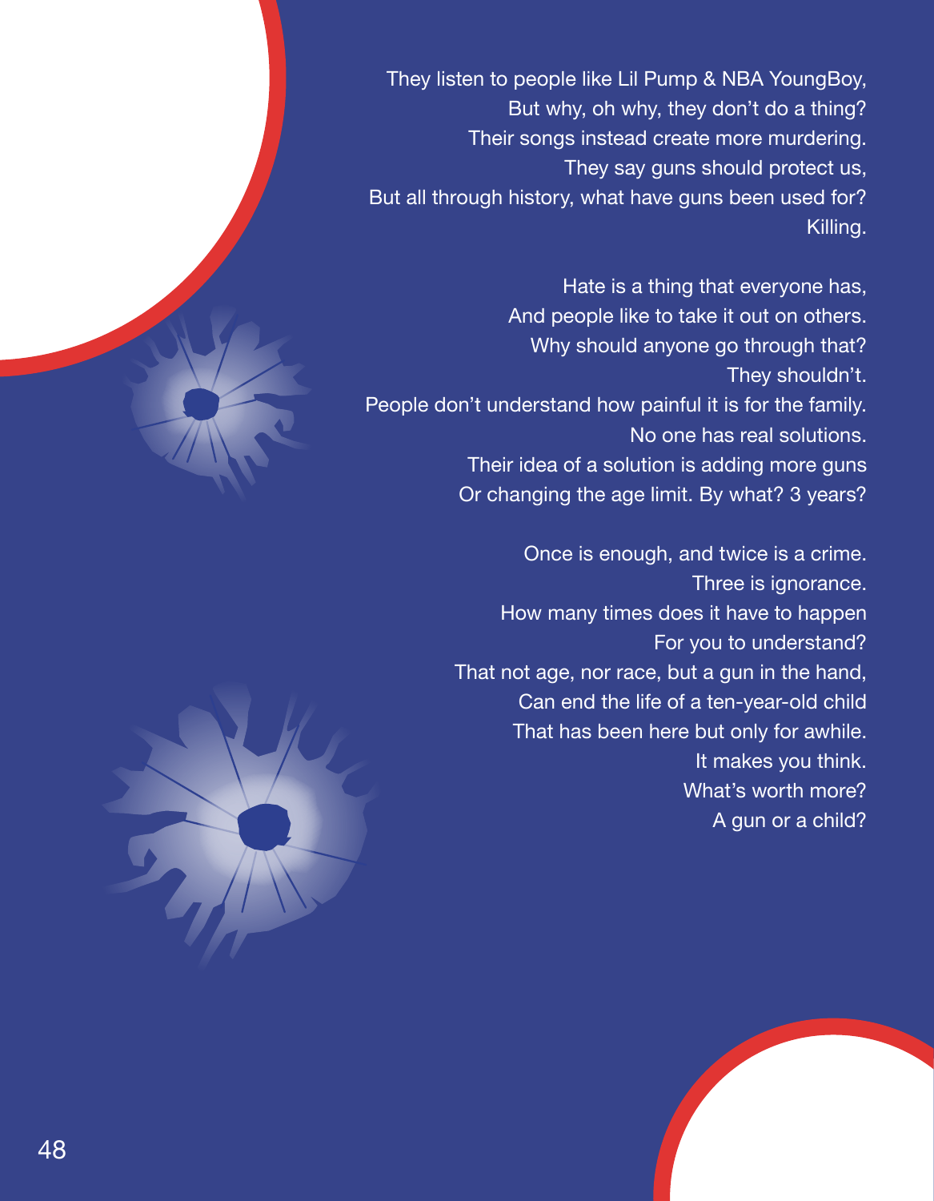They listen to people like Lil Pump & NBA YoungBoy,
But why, oh why, they don't do a thing?
Their songs instead create more murdering.
They say guns should protect us,
But all through history, what have guns been used for?
Killing.

Hate is a thing that everyone has,
And people like to take it out on others.
Why should anyone go through that?
They shouldn't.
People don't understand how painful it is for the family.
No one has real solutions.
Their idea of a solution is adding more guns
Or changing the age limit. By what? 3 years?

Once is enough, and twice is a crime.
Three is ignorance.
How many times does it have to happen
For you to understand?
That not age, nor race, but a gun in the hand,
Can end the life of a ten-year-old child
That has been here but only for awhile.
It makes you think.
What's worth more?
A gun or a child?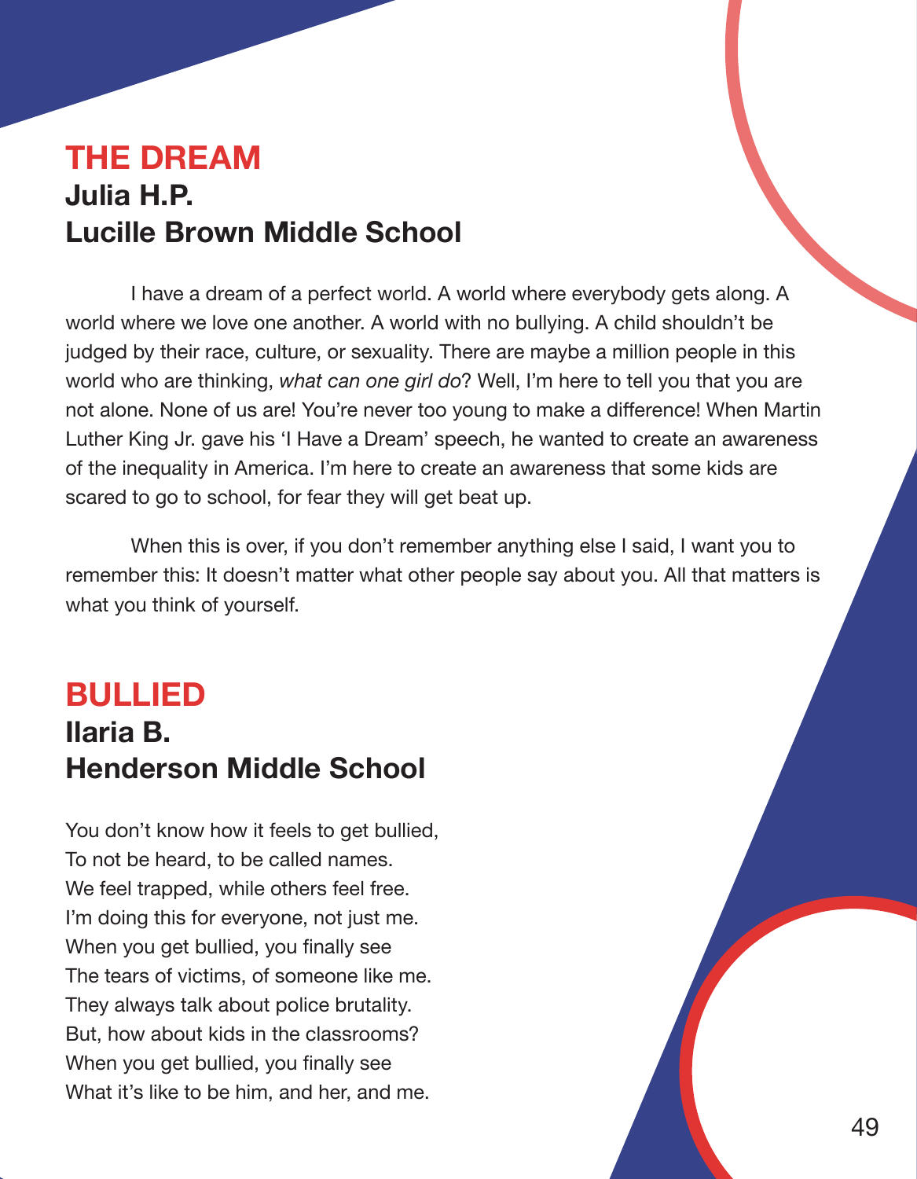## THE DREAM

### Julia H.P.
### Lucille Brown Middle School

I have a dream of a perfect world. A world where everybody gets along. A world where we love one another. A world with no bullying. A child shouldn't be judged by their race, culture, or sexuality. There are maybe a million people in this world who are thinking, *what can one girl do*? Well, I'm here to tell you that you are not alone. None of us are! You're never too young to make a difference! When Martin Luther King Jr. gave his 'I Have a Dream' speech, he wanted to create an awareness of the inequality in America. I'm here to create an awareness that some kids are scared to go to school, for fear they will get beat up.

When this is over, if you don't remember anything else I said, I want you to remember this: It doesn't matter what other people say about you. All that matters is what you think of yourself.

## BULLIED

### Ilaria B.
### Henderson Middle School

You don't know how it feels to get bullied,  
To not be heard, to be called names.  
We feel trapped, while others feel free.  
I'm doing this for everyone, not just me.  
When you get bullied, you finally see  
The tears of victims, of someone like me.  
They always talk about police brutality.  
But, how about kids in the classrooms?  
When you get bullied, you finally see  
What it's like to be him, and her, and me.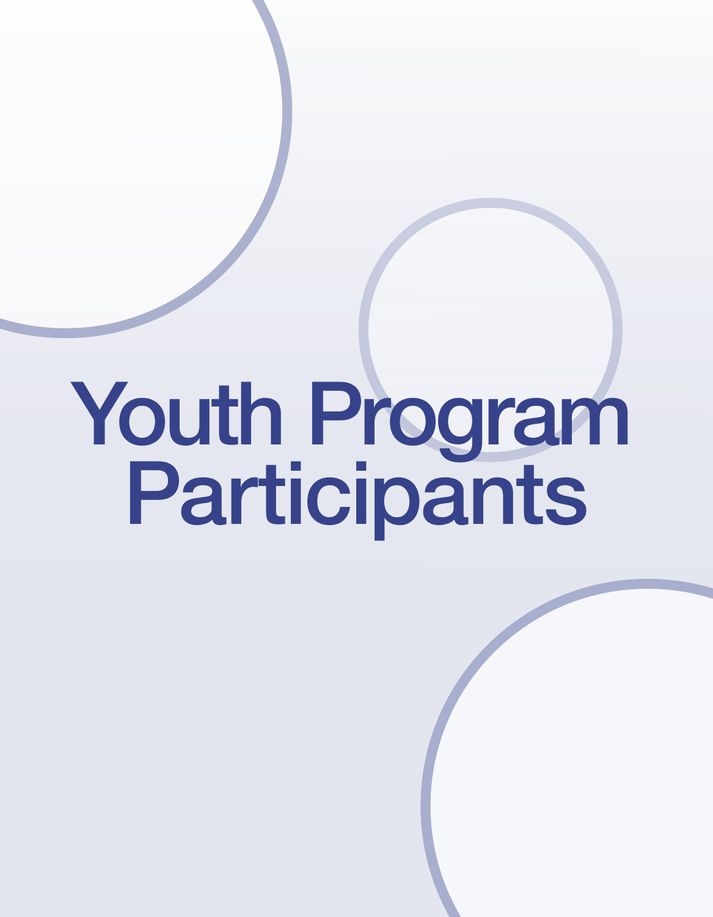# Youth Program Participants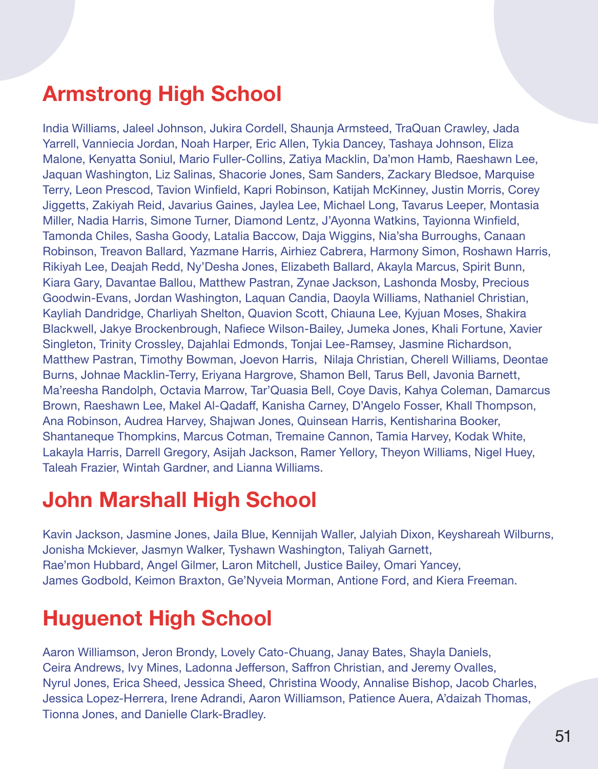## Armstrong High School

India Williams, Jaleel Johnson, Jukira Cordell, Shaunja Armsteed, TraQuan Crawley, Jada Yarrell, Vanniecia Jordan, Noah Harper, Eric Allen, Tykia Dancey, Tashaya Johnson, Eliza Malone, Kenyatta Soniul, Mario Fuller-Collins, Zatiya Macklin, Da'mon Hamb, Raeshawn Lee, Jaquan Washington, Liz Salinas, Shacorie Jones, Sam Sanders, Zackary Bledsoe, Marquise Terry, Leon Prescod, Tavion Winfield, Kapri Robinson, Katijah McKinney, Justin Morris, Corey Jiggetts, Zakiyah Reid, Javarius Gaines, Jaylea Lee, Michael Long, Tavarus Leeper, Montasia Miller, Nadia Harris, Simone Turner, Diamond Lentz, J'Ayonna Watkins, Tayionna Winfield, Tamonda Chiles, Sasha Goody, Latalia Baccow, Daja Wiggins, Nia'sha Burroughs, Canaan Robinson, Treavon Ballard, Yazmane Harris, Airhiez Cabrera, Harmony Simon, Roshawn Harris, Rikiyah Lee, Deajah Redd, Ny'Desha Jones, Elizabeth Ballard, Akayla Marcus, Spirit Bunn, Kiara Gary, Davantae Ballou, Matthew Pastran, Zynae Jackson, Lashonda Mosby, Precious Goodwin-Evans, Jordan Washington, Laquan Candia, Daoyla Williams, Nathaniel Christian, Kayliah Dandridge, Charliyah Shelton, Quavion Scott, Chiauna Lee, Kyjuan Moses, Shakira Blackwell, Jakye Brockenbrough, Nafiece Wilson-Bailey, Jumeka Jones, Khali Fortune, Xavier Singleton, Trinity Crossley, Dajahlai Edmonds, Tonjai Lee-Ramsey, Jasmine Richardson, Matthew Pastran, Timothy Bowman, Joevon Harris, Nilaja Christian, Cherell Williams, Deontae Burns, Johnae Macklin-Terry, Eriyana Hargrove, Shamon Bell, Tarus Bell, Javonia Barnett, Ma'reesha Randolph, Octavia Marrow, Tar'Quasia Bell, Coye Davis, Kahya Coleman, Damarcus Brown, Raeshawn Lee, Makel Al-Qadaff, Kanisha Carney, D'Angelo Fosser, Khall Thompson, Ana Robinson, Audrea Harvey, Shajwan Jones, Quinsean Harris, Kentisharina Booker, Shantaneque Thompkins, Marcus Cotman, Tremaine Cannon, Tamia Harvey, Kodak White, Lakayla Harris, Darrell Gregory, Asijah Jackson, Ramer Yellory, Theyon Williams, Nigel Huey, Taleah Frazier, Wintah Gardner, and Lianna Williams.

## John Marshall High School

Kavin Jackson, Jasmine Jones, Jaila Blue, Kennijah Waller, Jalyiah Dixon, Keyshareah Wilburns, Jonisha Mckiever, Jasmyn Walker, Tyshawn Washington, Taliyah Garnett, Rae'mon Hubbard, Angel Gilmer, Laron Mitchell, Justice Bailey, Omari Yancey, James Godbold, Keimon Braxton, Ge'Nyveia Morman, Antione Ford, and Kiera Freeman.

## Huguenot High School

Aaron Williamson, Jeron Brondy, Lovely Cato-Chuang, Janay Bates, Shayla Daniels, Ceira Andrews, Ivy Mines, Ladonna Jefferson, Saffron Christian, and Jeremy Ovalles, Nyrul Jones, Erica Sheed, Jessica Sheed, Christina Woody, Annalise Bishop, Jacob Charles, Jessica Lopez-Herrera, Irene Adrandi, Aaron Williamson, Patience Auera, A'daizah Thomas, Tionna Jones, and Danielle Clark-Bradley.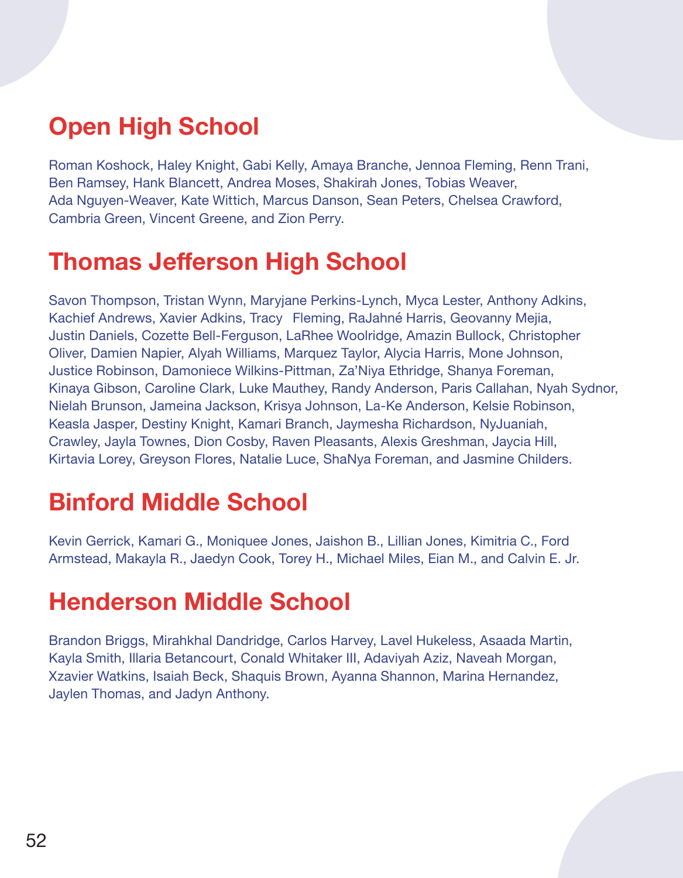## Open High School

Roman Koshock, Haley Knight, Gabi Kelly, Amaya Branche, Jennoa Fleming, Renn Trani, Ben Ramsey, Hank Blancett, Andrea Moses, Shakirah Jones, Tobias Weaver, Ada Nguyen-Weaver, Kate Wittich, Marcus Danson, Sean Peters, Chelsea Crawford, Cambria Green, Vincent Greene, and Zion Perry.

## Thomas Jefferson High School

Savon Thompson, Tristan Wynn, Maryjane Perkins-Lynch, Myca Lester, Anthony Adkins, Kachief Andrews, Xavier Adkins, Tracy  Fleming, RaJahné Harris, Geovanny Mejia, Justin Daniels, Cozette Bell-Ferguson, LaRhee Woolridge, Amazin Bullock, Christopher Oliver, Damien Napier, Alyah Williams, Marquez Taylor, Alycia Harris, Mone Johnson, Justice Robinson, Damoniece Wilkins-Pittman, Za'Niya Ethridge, Shanya Foreman, Kinaya Gibson, Caroline Clark, Luke Mauthey, Randy Anderson, Paris Callahan, Nyah Sydnor, Nielah Brunson, Jameina Jackson, Krisya Johnson, La-Ke Anderson, Kelsie Robinson, Keasla Jasper, Destiny Knight, Kamari Branch, Jaymesha Richardson, NyJuaniah, Crawley, Jayla Townes, Dion Cosby, Raven Pleasants, Alexis Greshman, Jaycia Hill, Kirtavia Lorey, Greyson Flores, Natalie Luce, ShaNya Foreman, and Jasmine Childers.

## Binford Middle School

Kevin Gerrick, Kamari G., Moniquee Jones, Jaishon B., Lillian Jones, Kimitria C., Ford Armstead, Makayla R., Jaedyn Cook, Torey H., Michael Miles, Eian M., and Calvin E. Jr.

## Henderson Middle School

Brandon Briggs, Mirahkhal Dandridge, Carlos Harvey, Lavel Hukeless, Asaada Martin, Kayla Smith, Illaria Betancourt, Conald Whitaker III, Adaviyah Aziz, Naveah Morgan, Xzavier Watkins, Isaiah Beck, Shaquis Brown, Ayanna Shannon, Marina Hernandez, Jaylen Thomas, and Jadyn Anthony.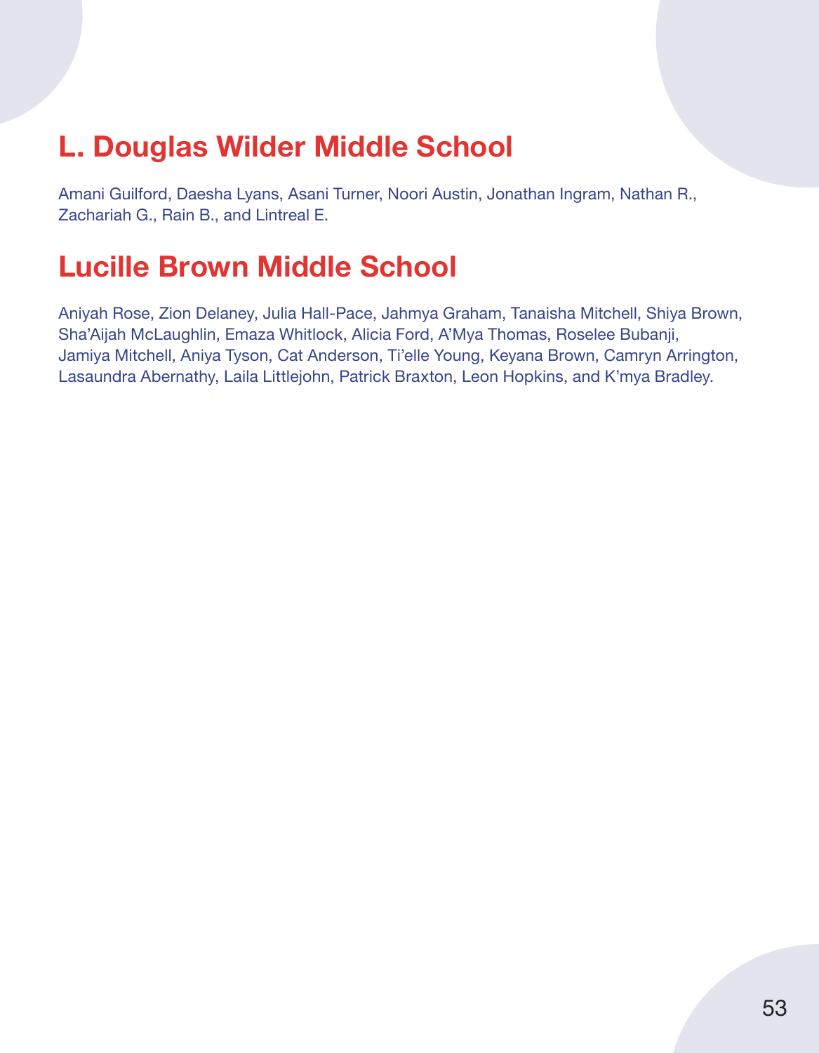## L. Douglas Wilder Middle School

Amani Guilford, Daesha Lyans, Asani Turner, Noori Austin, Jonathan Ingram, Nathan R., Zachariah G., Rain B., and Lintreal E.

## Lucille Brown Middle School

Aniyah Rose, Zion Delaney, Julia Hall-Pace, Jahmya Graham, Tanaisha Mitchell, Shiya Brown, Sha'Aijah McLaughlin, Emaza Whitlock, Alicia Ford, A'Mya Thomas, Roselee Bubanji, Jamiya Mitchell, Aniya Tyson, Cat Anderson, Ti'elle Young, Keyana Brown, Camryn Arrington, Lasaundra Abernathy, Laila Littlejohn, Patrick Braxton, Leon Hopkins, and K'mya Bradley.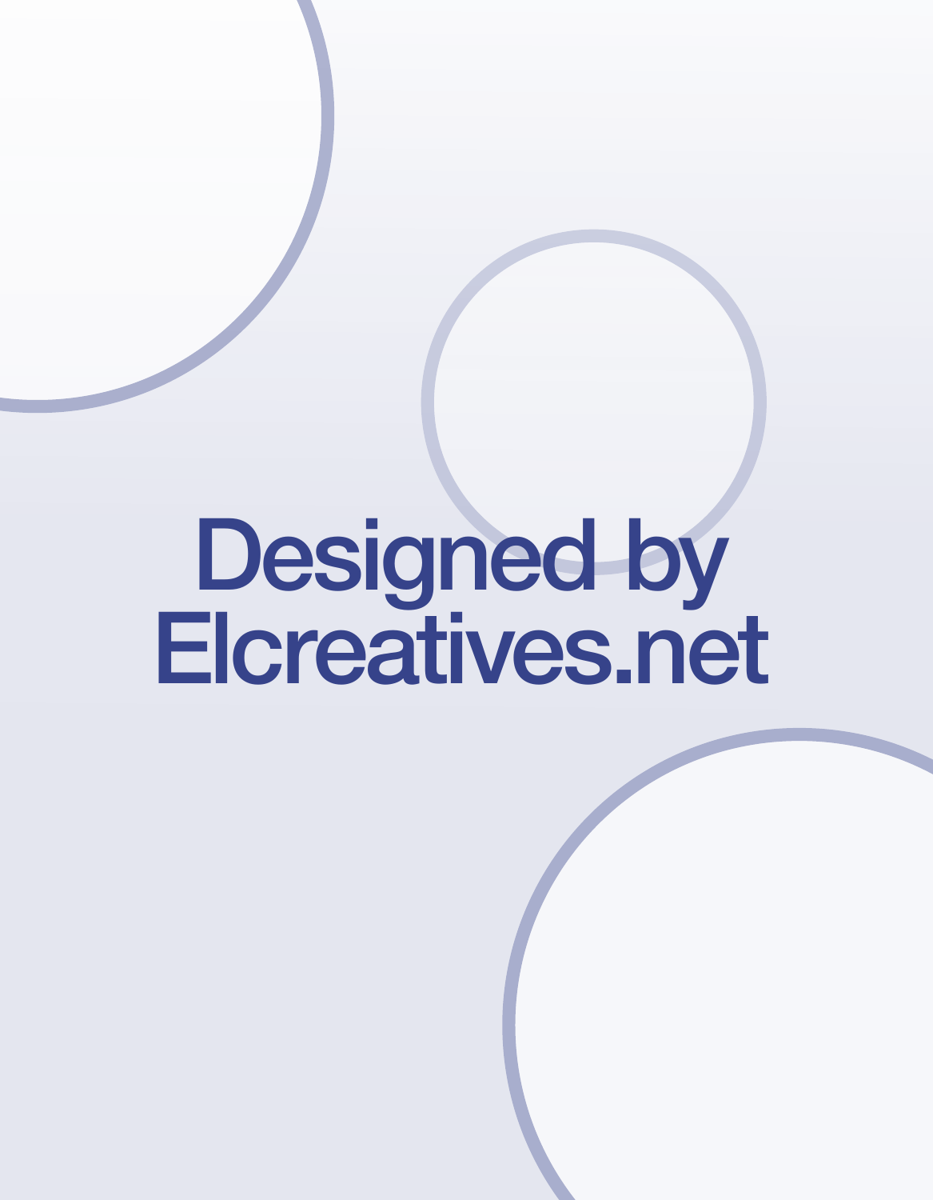Designed by
Elcreatives.net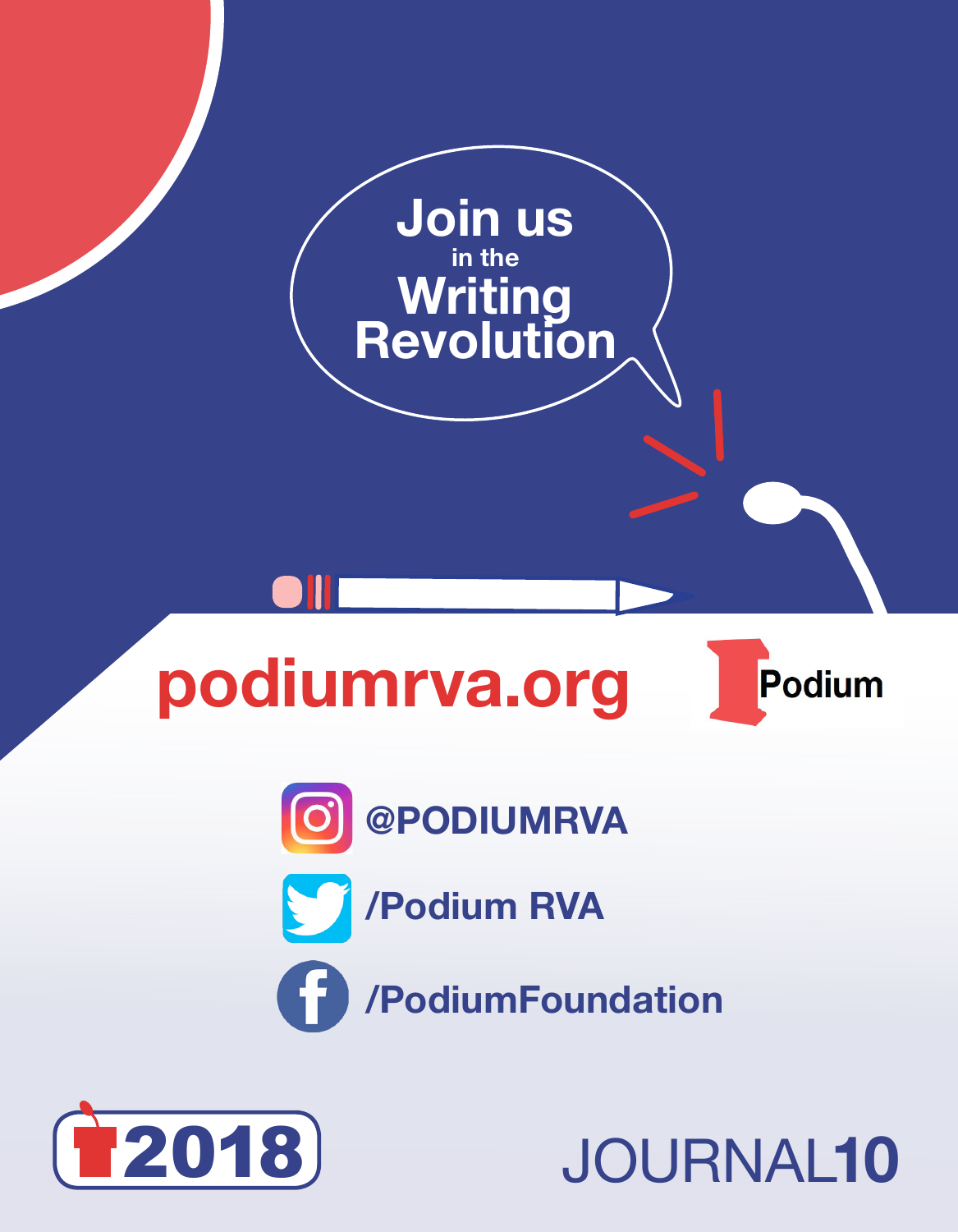# Join us in the Writing Revolution

**podiumrva.org**

Podium

@PODIUMRVA

/Podium RVA

/PodiumFoundation

2018

JOURNAL**10**